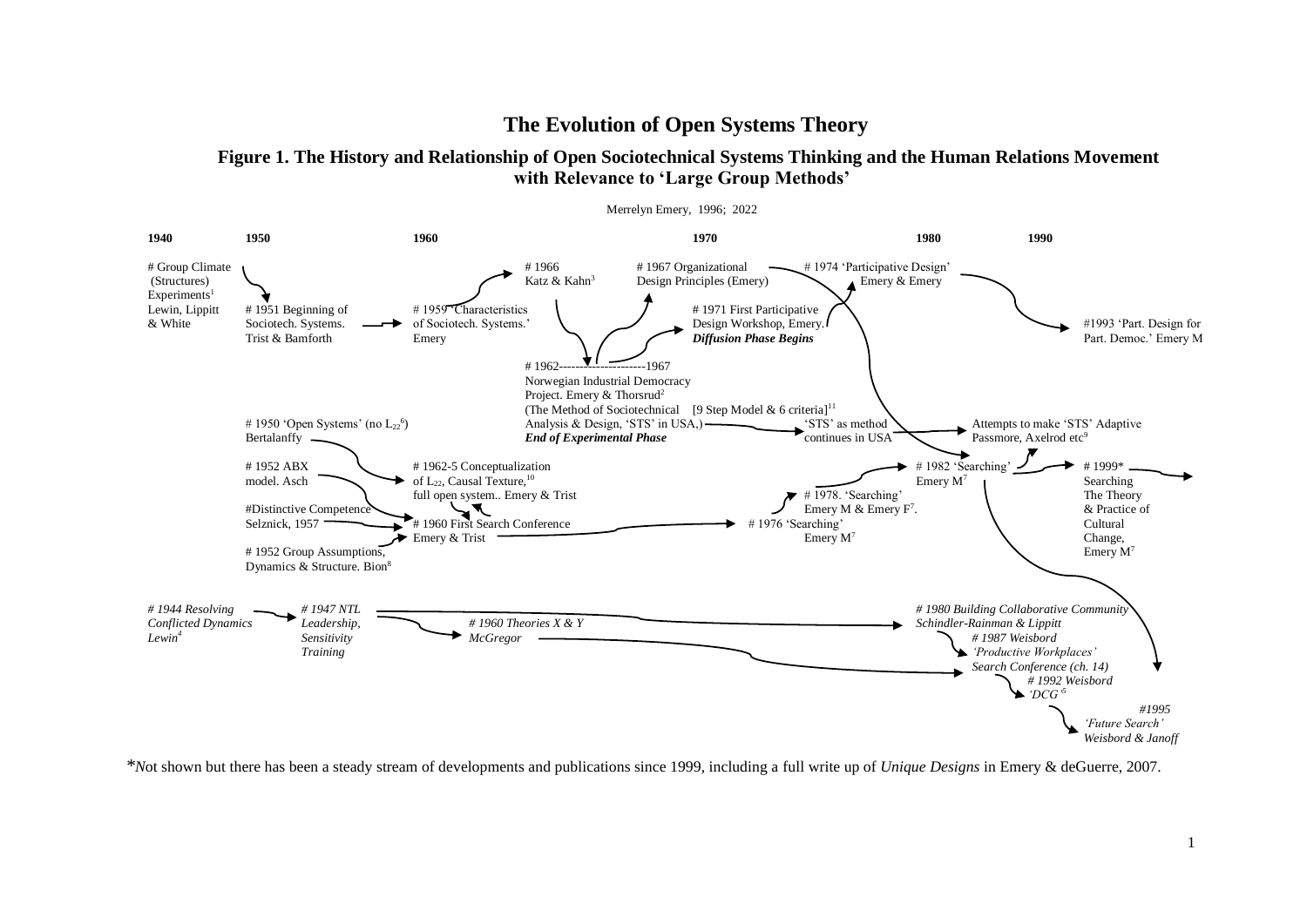# The Evolution of Open Systems Theory

## Figure 1. The History and Relationship of Open Sociotechnical Systems Thinking and the Human Relations Movement with Relevance to 'Large Group Methods'

Merrelyn Emery, 1996; 2022

**1940** **1950** **1960** **1970** **1980** **1990**

# Group Climate (Structures) Experiments[1] Lewin, Lippitt & White

# 1951 Beginning of Sociotech. Systems. Trist & Bamforth

# 1959 'Characteristics of Sociotech. Systems.' Emery

# 1966 Katz & Kahn[3]

# 1967 Organizational Design Principles (Emery)

# 1974 'Participative Design' Emery & Emery

# 1971 First Participative Design Workshop, Emery. ***Diffusion Phase Begins***

#1993 'Part. Design for Part. Democ.' Emery M

# 1962---------------------1967 Norwegian Industrial Democracy Project. Emery & Thorsrud[2] (The Method of Sociotechnical Analysis & Design, 'STS' in USA,) ***End of Experimental Phase***

[9 Step Model & 6 criteria][11]

'STS' as method continues in USA

Attempts to make 'STS' Adaptive Passmore, Axelrod etc[9]

# 1950 'Open Systems' (no $L_{22}$[6]) Bertalanffy

# 1952 ABX model. Asch

# 1962-5 Conceptualization of $L_{22}$, Causal Texture,[10] full open system.. Emery & Trist

# 1982 'Searching' Emery M[7]

# 1999* Searching The Theory & Practice of Cultural Change, Emery M[7]

# 1978. 'Searching' Emery M & Emery F[7].

#Distinctive Competence Selznick, 1957

# 1960 First Search Conference Emery & Trist

# 1976 'Searching' Emery M[7]

# 1952 Group Assumptions, Dynamics & Structure. Bion[8]

*# 1944 Resolving Conflicted Dynamics Lewin[4]*

*# 1947 NTL Leadership, Sensitivity Training*

*# 1960 Theories X & Y McGregor*

*# 1980 Building Collaborative Community Schindler-Rainman & Lippitt*

*# 1987 Weisbord 'Productive Workplaces' Search Conference (ch. 14)*

*# 1992 Weisbord 'DCG'*[5]

*#1995 'Future Search' Weisbord & Janoff*

*Not shown but there has been a steady stream of developments and publications since 1999, including a full write up of *Unique Designs* in Emery & deGuerre, 2007.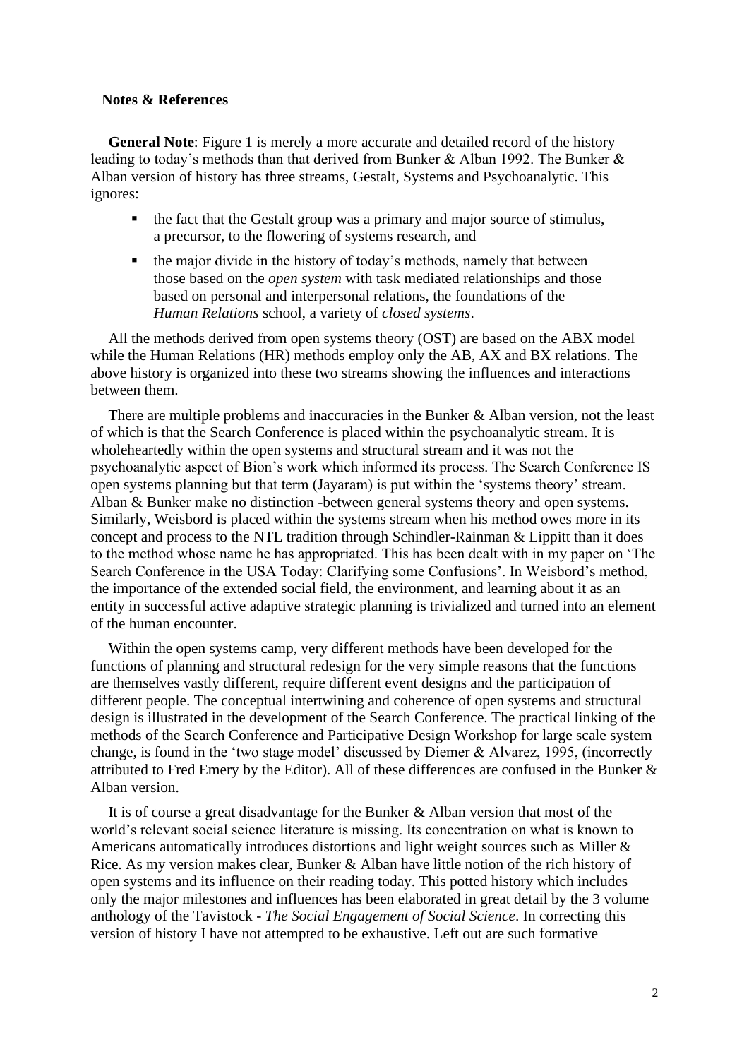**Notes & References**

**General Note**: Figure 1 is merely a more accurate and detailed record of the history leading to today's methods than that derived from Bunker & Alban 1992. The Bunker & Alban version of history has three streams, Gestalt, Systems and Psychoanalytic. This ignores:

- the fact that the Gestalt group was a primary and major source of stimulus, a precursor, to the flowering of systems research, and
- the major divide in the history of today's methods, namely that between those based on the *open system* with task mediated relationships and those based on personal and interpersonal relations, the foundations of the *Human Relations* school, a variety of *closed systems*.

All the methods derived from open systems theory (OST) are based on the ABX model while the Human Relations (HR) methods employ only the AB, AX and BX relations. The above history is organized into these two streams showing the influences and interactions between them.

There are multiple problems and inaccuracies in the Bunker & Alban version, not the least of which is that the Search Conference is placed within the psychoanalytic stream. It is wholeheartedly within the open systems and structural stream and it was not the psychoanalytic aspect of Bion's work which informed its process. The Search Conference IS open systems planning but that term (Jayaram) is put within the 'systems theory' stream. Alban & Bunker make no distinction -between general systems theory and open systems. Similarly, Weisbord is placed within the systems stream when his method owes more in its concept and process to the NTL tradition through Schindler-Rainman & Lippitt than it does to the method whose name he has appropriated. This has been dealt with in my paper on 'The Search Conference in the USA Today: Clarifying some Confusions'. In Weisbord's method, the importance of the extended social field, the environment, and learning about it as an entity in successful active adaptive strategic planning is trivialized and turned into an element of the human encounter.

Within the open systems camp, very different methods have been developed for the functions of planning and structural redesign for the very simple reasons that the functions are themselves vastly different, require different event designs and the participation of different people. The conceptual intertwining and coherence of open systems and structural design is illustrated in the development of the Search Conference. The practical linking of the methods of the Search Conference and Participative Design Workshop for large scale system change, is found in the 'two stage model' discussed by Diemer & Alvarez, 1995, (incorrectly attributed to Fred Emery by the Editor). All of these differences are confused in the Bunker & Alban version.

It is of course a great disadvantage for the Bunker & Alban version that most of the world's relevant social science literature is missing. Its concentration on what is known to Americans automatically introduces distortions and light weight sources such as Miller & Rice. As my version makes clear, Bunker & Alban have little notion of the rich history of open systems and its influence on their reading today. This potted history which includes only the major milestones and influences has been elaborated in great detail by the 3 volume anthology of the Tavistock - *The Social Engagement of Social Science*. In correcting this version of history I have not attempted to be exhaustive. Left out are such formative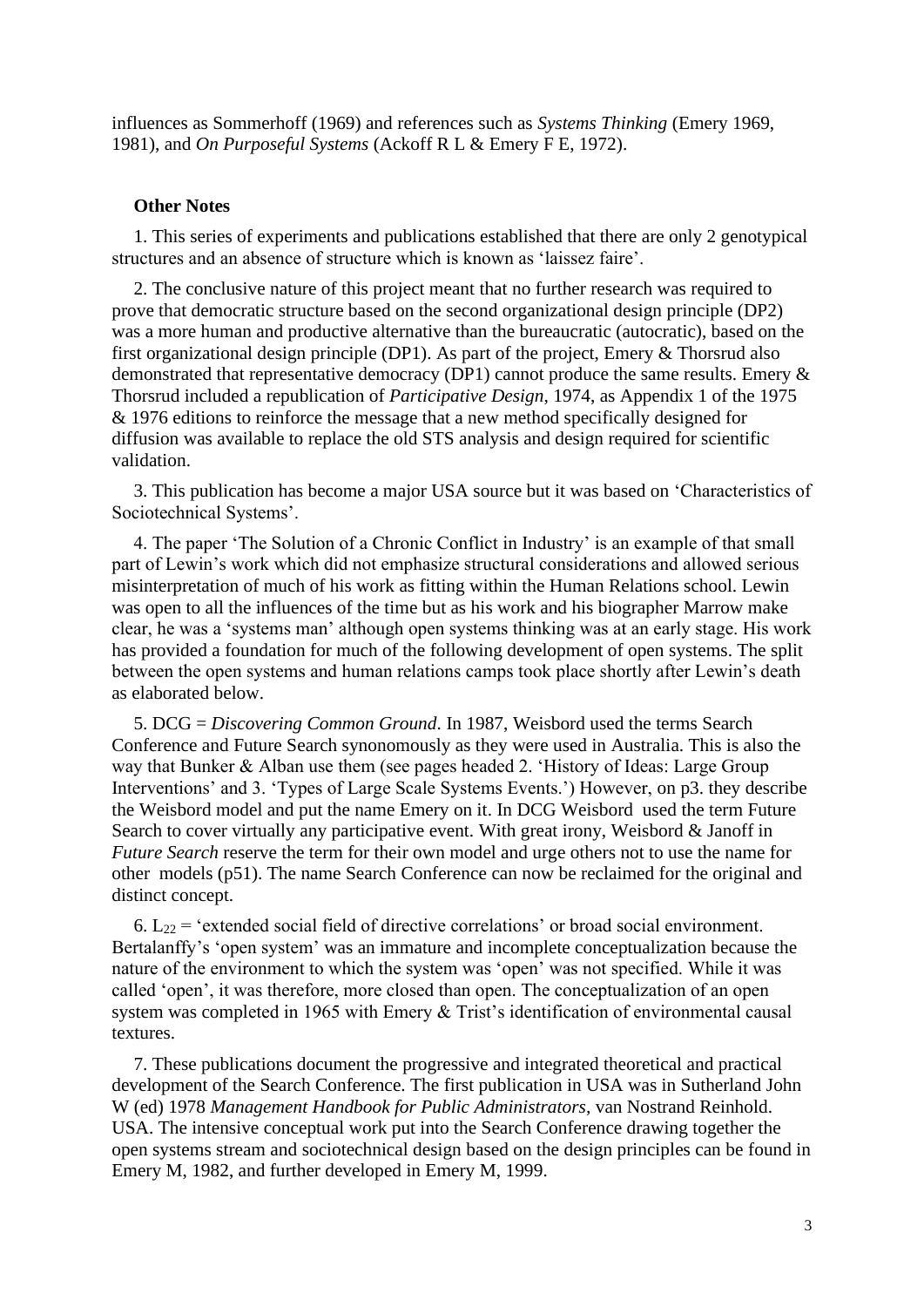influences as Sommerhoff (1969) and references such as *Systems Thinking* (Emery 1969, 1981), and *On Purposeful Systems* (Ackoff R L & Emery F E, 1972).

**Other Notes**

1. This series of experiments and publications established that there are only 2 genotypical structures and an absence of structure which is known as 'laissez faire'.

2. The conclusive nature of this project meant that no further research was required to prove that democratic structure based on the second organizational design principle (DP2) was a more human and productive alternative than the bureaucratic (autocratic), based on the first organizational design principle (DP1). As part of the project, Emery & Thorsrud also demonstrated that representative democracy (DP1) cannot produce the same results. Emery & Thorsrud included a republication of *Participative Design*, 1974, as Appendix 1 of the 1975 & 1976 editions to reinforce the message that a new method specifically designed for diffusion was available to replace the old STS analysis and design required for scientific validation.

3. This publication has become a major USA source but it was based on 'Characteristics of Sociotechnical Systems'.

4. The paper 'The Solution of a Chronic Conflict in Industry' is an example of that small part of Lewin's work which did not emphasize structural considerations and allowed serious misinterpretation of much of his work as fitting within the Human Relations school. Lewin was open to all the influences of the time but as his work and his biographer Marrow make clear, he was a 'systems man' although open systems thinking was at an early stage. His work has provided a foundation for much of the following development of open systems. The split between the open systems and human relations camps took place shortly after Lewin's death as elaborated below.

5. DCG = *Discovering Common Ground*. In 1987, Weisbord used the terms Search Conference and Future Search synonomously as they were used in Australia. This is also the way that Bunker & Alban use them (see pages headed 2. 'History of Ideas: Large Group Interventions' and 3. 'Types of Large Scale Systems Events.') However, on p3. they describe the Weisbord model and put the name Emery on it. In DCG Weisbord used the term Future Search to cover virtually any participative event. With great irony, Weisbord & Janoff in *Future Search* reserve the term for their own model and urge others not to use the name for other models (p51). The name Search Conference can now be reclaimed for the original and distinct concept.

6. $L_{22}$ = 'extended social field of directive correlations' or broad social environment. Bertalanffy's 'open system' was an immature and incomplete conceptualization because the nature of the environment to which the system was 'open' was not specified. While it was called 'open', it was therefore, more closed than open. The conceptualization of an open system was completed in 1965 with Emery & Trist's identification of environmental causal textures.

7. These publications document the progressive and integrated theoretical and practical development of the Search Conference. The first publication in USA was in Sutherland John W (ed) 1978 *Management Handbook for Public Administrators*, van Nostrand Reinhold. USA. The intensive conceptual work put into the Search Conference drawing together the open systems stream and sociotechnical design based on the design principles can be found in Emery M, 1982, and further developed in Emery M, 1999.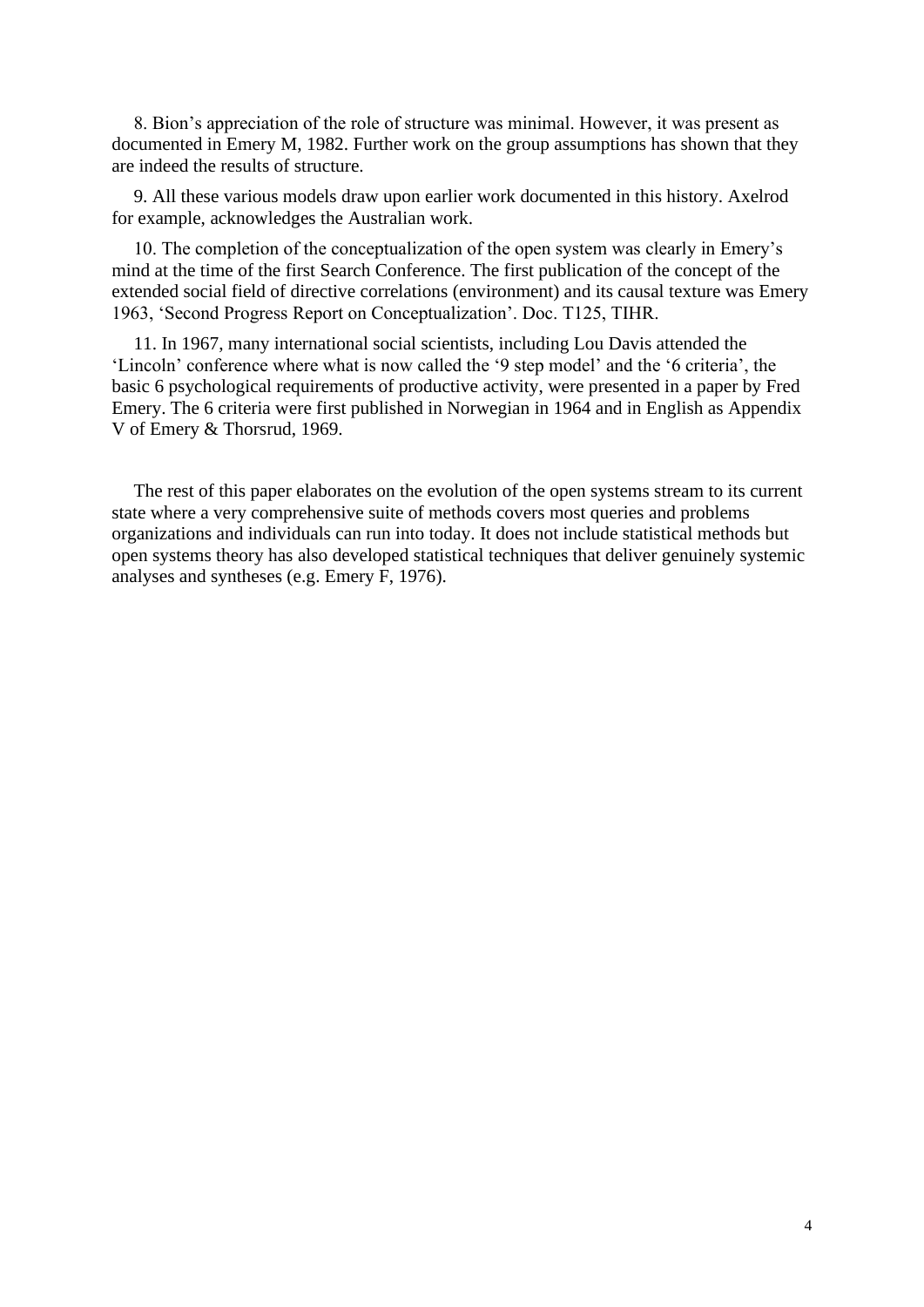8. Bion's appreciation of the role of structure was minimal. However, it was present as documented in Emery M, 1982. Further work on the group assumptions has shown that they are indeed the results of structure.

9. All these various models draw upon earlier work documented in this history. Axelrod for example, acknowledges the Australian work.

10. The completion of the conceptualization of the open system was clearly in Emery's mind at the time of the first Search Conference. The first publication of the concept of the extended social field of directive correlations (environment) and its causal texture was Emery 1963, 'Second Progress Report on Conceptualization'. Doc. T125, TIHR.

11. In 1967, many international social scientists, including Lou Davis attended the 'Lincoln' conference where what is now called the '9 step model' and the '6 criteria', the basic 6 psychological requirements of productive activity, were presented in a paper by Fred Emery. The 6 criteria were first published in Norwegian in 1964 and in English as Appendix V of Emery & Thorsrud, 1969.

The rest of this paper elaborates on the evolution of the open systems stream to its current state where a very comprehensive suite of methods covers most queries and problems organizations and individuals can run into today. It does not include statistical methods but open systems theory has also developed statistical techniques that deliver genuinely systemic analyses and syntheses (e.g. Emery F, 1976).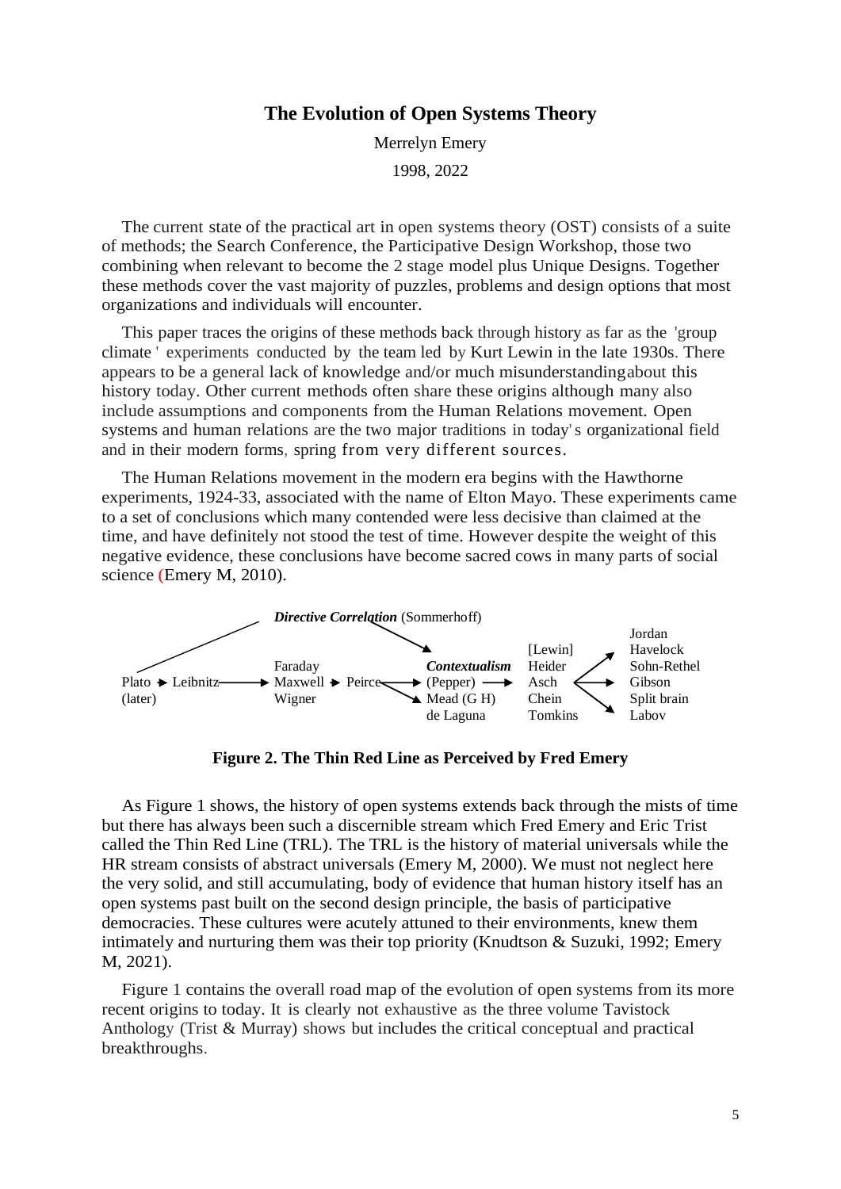### The Evolution of Open Systems Theory

Merrelyn Emery

1998, 2022

The current state of the practical art in open systems theory (OST) consists of a suite of methods; the Search Conference, the Participative Design Workshop, those two combining when relevant to become the 2 stage model plus Unique Designs. Together these methods cover the vast majority of puzzles, problems and design options that most organizations and individuals will encounter.

This paper traces the origins of these methods back through history as far as the 'group climate' experiments conducted by the team led by Kurt Lewin in the late 1930s. There appears to be a general lack of knowledge and/or much misunderstanding about this history today. Other current methods often share these origins although many also include assumptions and components from the Human Relations movement. Open systems and human relations are the two major traditions in today's organizational field and in their modern forms, spring from very different sources.

The Human Relations movement in the modern era begins with the Hawthorne experiments, 1924-33, associated with the name of Elton Mayo. These experiments came to a set of conclusions which many contended were less decisive than claimed at the time, and have definitely not stood the test of time. However despite the weight of this negative evidence, these conclusions have become sacred cows in many parts of social science (Emery M, 2010).

***Directive Correlation*** (Sommerhoff)

Plato → Leibnitz → Faraday, Maxwell, Wigner
(later)

Maxwell → Peirce → ***Contextualism*** (Pepper), Mead (G H), de Laguna

*Contextualism* (Pepper) → [Lewin], Heider, Asch, Chein, Tomkins → Jordan, Havelock, Sohn-Rethel, Gibson, Split brain, Labov

**Figure 2. The Thin Red Line as Perceived by Fred Emery**

As Figure 1 shows, the history of open systems extends back through the mists of time but there has always been such a discernible stream which Fred Emery and Eric Trist called the Thin Red Line (TRL). The TRL is the history of material universals while the HR stream consists of abstract universals (Emery M, 2000). We must not neglect here the very solid, and still accumulating, body of evidence that human history itself has an open systems past built on the second design principle, the basis of participative democracies. These cultures were acutely attuned to their environments, knew them intimately and nurturing them was their top priority (Knudtson & Suzuki, 1992; Emery M, 2021).

Figure 1 contains the overall road map of the evolution of open systems from its more recent origins to today. It is clearly not exhaustive as the three volume Tavistock Anthology (Trist & Murray) shows but includes the critical conceptual and practical breakthroughs.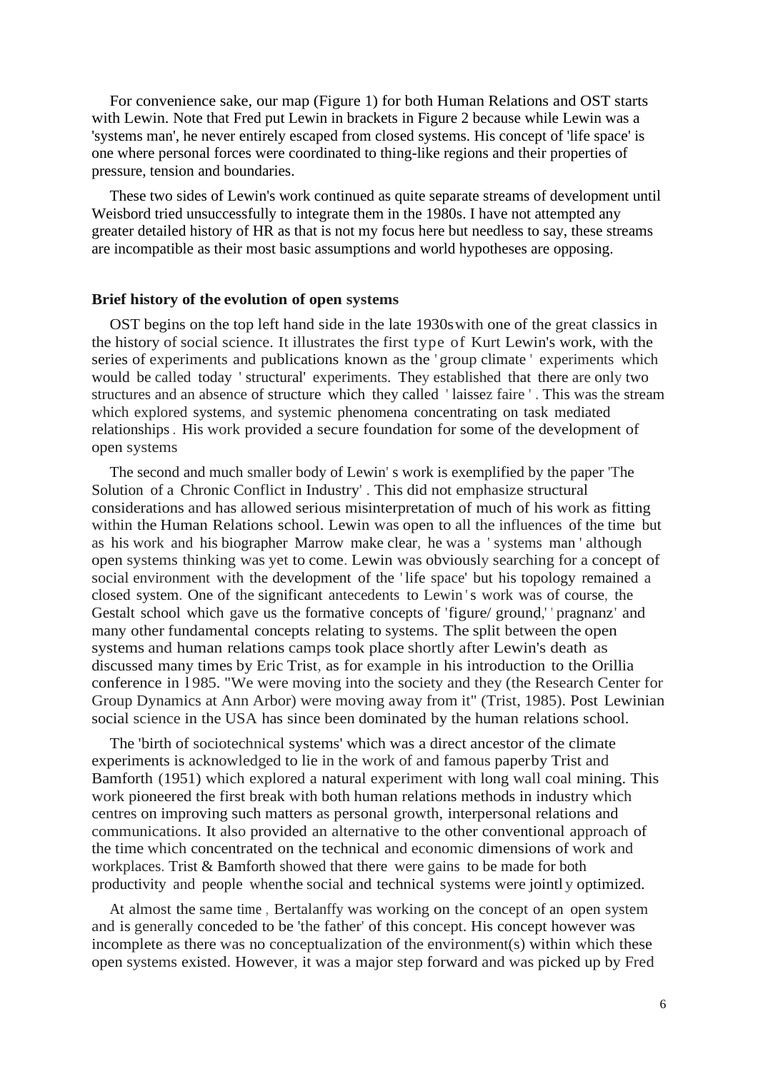For convenience sake, our map (Figure 1) for both Human Relations and OST starts with Lewin. Note that Fred put Lewin in brackets in Figure 2 because while Lewin was a 'systems man', he never entirely escaped from closed systems. His concept of 'life space' is one where personal forces were coordinated to thing-like regions and their properties of pressure, tension and boundaries.

These two sides of Lewin's work continued as quite separate streams of development until Weisbord tried unsuccessfully to integrate them in the 1980s. I have not attempted any greater detailed history of HR as that is not my focus here but needless to say, these streams are incompatible as their most basic assumptions and world hypotheses are opposing.

**Brief history of the evolution of open systems**

OST begins on the top left hand side in the late 1930s with one of the great classics in the history of social science. It illustrates the first type of Kurt Lewin's work, with the series of experiments and publications known as the 'group climate' experiments which would be called today 'structural' experiments. They established that there are only two structures and an absence of structure which they called 'laissez faire'. This was the stream which explored systems, and systemic phenomena concentrating on task mediated relationships. His work provided a secure foundation for some of the development of open systems

The second and much smaller body of Lewin's work is exemplified by the paper 'The Solution of a Chronic Conflict in Industry'. This did not emphasize structural considerations and has allowed serious misinterpretation of much of his work as fitting within the Human Relations school. Lewin was open to all the influences of the time but as his work and his biographer Marrow make clear, he was a 'systems man' although open systems thinking was yet to come. Lewin was obviously searching for a concept of social environment with the development of the 'life space' but his topology remained a closed system. One of the significant antecedents to Lewin's work was of course, the Gestalt school which gave us the formative concepts of 'figure/ ground,' 'pragnanz' and many other fundamental concepts relating to systems. The split between the open systems and human relations camps took place shortly after Lewin's death as discussed many times by Eric Trist, as for example in his introduction to the Orillia conference in 1985. "We were moving into the society and they (the Research Center for Group Dynamics at Ann Arbor) were moving away from it" (Trist, 1985). Post Lewinian social science in the USA has since been dominated by the human relations school.

The 'birth of sociotechnical systems' which was a direct ancestor of the climate experiments is acknowledged to lie in the work of and famous paper by Trist and Bamforth (1951) which explored a natural experiment with long wall coal mining. This work pioneered the first break with both human relations methods in industry which centres on improving such matters as personal growth, interpersonal relations and communications. It also provided an alternative to the other conventional approach of the time which concentrated on the technical and economic dimensions of work and workplaces. Trist & Bamforth showed that there were gains to be made for both productivity and people when the social and technical systems were jointly optimized.

At almost the same time, Bertalanffy was working on the concept of an open system and is generally conceded to be 'the father' of this concept. His concept however was incomplete as there was no conceptualization of the environment(s) within which these open systems existed. However, it was a major step forward and was picked up by Fred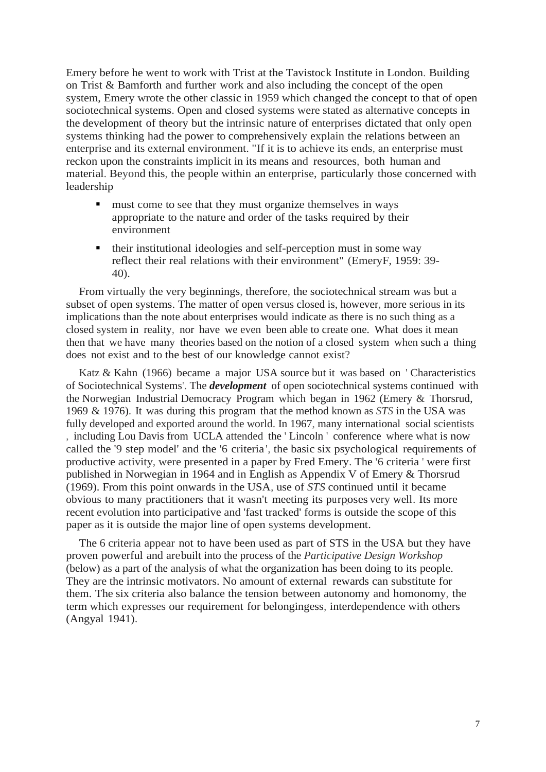Emery before he went to work with Trist at the Tavistock Institute in London. Building on Trist & Bamforth and further work and also including the concept of the open system, Emery wrote the other classic in 1959 which changed the concept to that of open sociotechnical systems. Open and closed systems were stated as alternative concepts in the development of theory but the intrinsic nature of enterprises dictated that only open systems thinking had the power to comprehensively explain the relations between an enterprise and its external environment. "If it is to achieve its ends, an enterprise must reckon upon the constraints implicit in its means and resources, both human and material. Beyond this, the people within an enterprise, particularly those concerned with leadership

- must come to see that they must organize themselves in ways appropriate to the nature and order of the tasks required by their environment
- their institutional ideologies and self-perception must in some way reflect their real relations with their environment" (EmeryF, 1959: 39-40).

From virtually the very beginnings, therefore, the sociotechnical stream was but a subset of open systems. The matter of open versus closed is, however, more serious in its implications than the note about enterprises would indicate as there is no such thing as a closed system in reality, nor have we even been able to create one. What does it mean then that we have many theories based on the notion of a closed system when such a thing does not exist and to the best of our knowledge cannot exist?

Katz & Kahn (1966) became a major USA source but it was based on ' Characteristics of Sociotechnical Systems'. The ***development*** of open sociotechnical systems continued with the Norwegian Industrial Democracy Program which began in 1962 (Emery & Thorsrud, 1969 & 1976). It was during this program that the method known as *STS* in the USA was fully developed and exported around the world. In 1967, many international social scientists , including Lou Davis from UCLA attended the ' Lincoln ' conference where what is now called the '9 step model' and the '6 criteria', the basic six psychological requirements of productive activity, were presented in a paper by Fred Emery. The '6 criteria ' were first published in Norwegian in 1964 and in English as Appendix V of Emery & Thorsrud (1969). From this point onwards in the USA, use of *STS* continued until it became obvious to many practitioners that it wasn't meeting its purposes very well. Its more recent evolution into participative and 'fast tracked' forms is outside the scope of this paper as it is outside the major line of open systems development.

The 6 criteria appear not to have been used as part of STS in the USA but they have proven powerful and arebuilt into the process of the *Participative Design Workshop* (below) as a part of the analysis of what the organization has been doing to its people. They are the intrinsic motivators. No amount of external rewards can substitute for them. The six criteria also balance the tension between autonomy and homonomy, the term which expresses our requirement for belongingess, interdependence with others (Angyal 1941).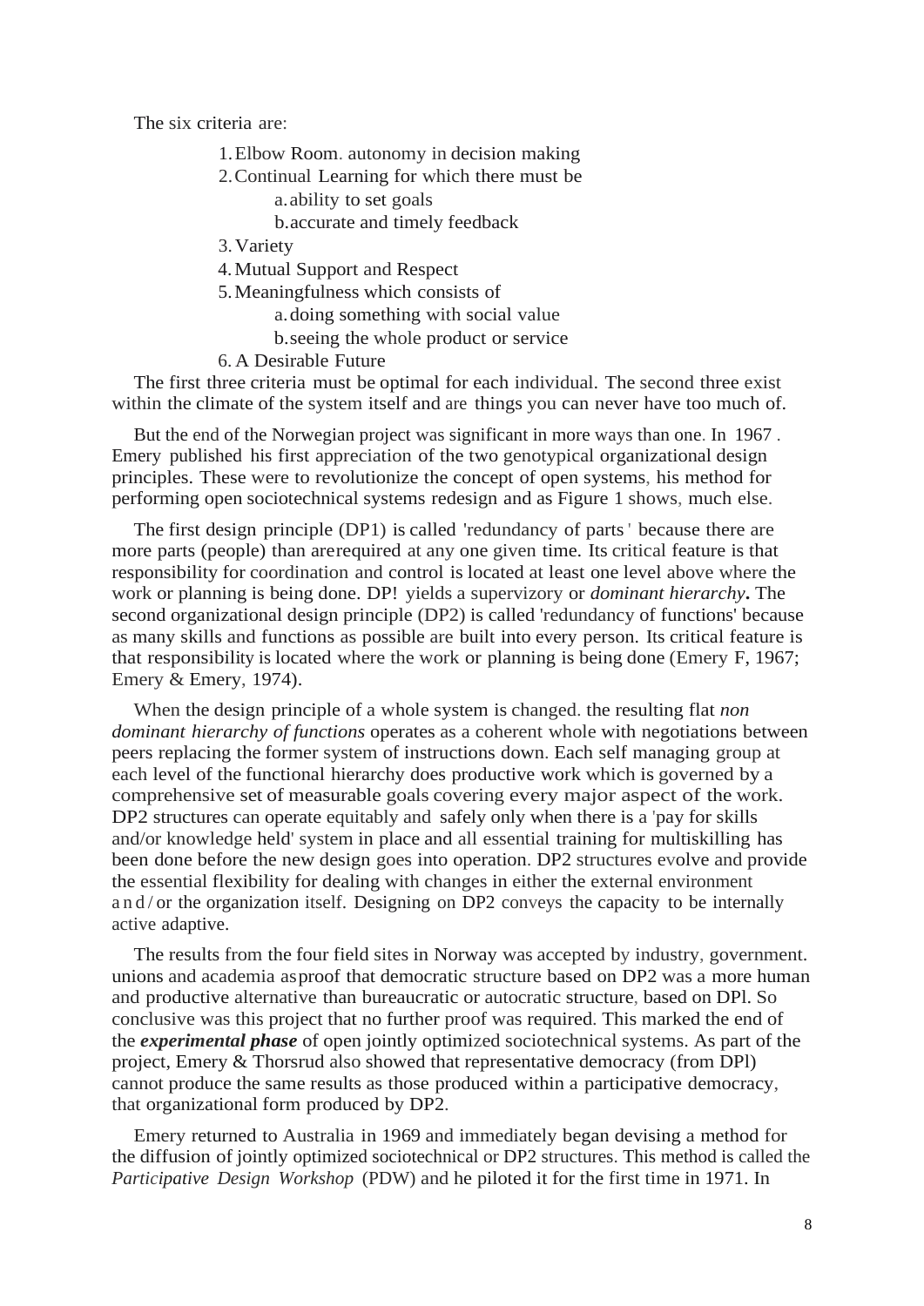The six criteria are:

1. Elbow Room. autonomy in decision making
2. Continual Learning for which there must be
    a. ability to set goals
    b. accurate and timely feedback
3. Variety
4. Mutual Support and Respect
5. Meaningfulness which consists of
    a. doing something with social value
    b. seeing the whole product or service
6. A Desirable Future

The first three criteria must be optimal for each individual. The second three exist within the climate of the system itself and are things you can never have too much of.

But the end of the Norwegian project was significant in more ways than one. In 1967 . Emery published his first appreciation of the two genotypical organizational design principles. These were to revolutionize the concept of open systems, his method for performing open sociotechnical systems redesign and as Figure 1 shows, much else.

The first design principle (DP1) is called 'redundancy of parts' because there are more parts (people) than arerequired at any one given time. Its critical feature is that responsibility for coordination and control is located at least one level above where the work or planning is being done. DP! yields a supervizory or *dominant hierarchy***.** The second organizational design principle (DP2) is called 'redundancy of functions' because as many skills and functions as possible are built into every person. Its critical feature is that responsibility is located where the work or planning is being done (Emery F, 1967; Emery & Emery, 1974).

When the design principle of a whole system is changed. the resulting flat *non dominant hierarchy of functions* operates as a coherent whole with negotiations between peers replacing the former system of instructions down. Each self managing group at each level of the functional hierarchy does productive work which is governed by a comprehensive set of measurable goals covering every major aspect of the work. DP2 structures can operate equitably and safely only when there is a 'pay for skills and/or knowledge held' system in place and all essential training for multiskilling has been done before the new design goes into operation. DP2 structures evolve and provide the essential flexibility for dealing with changes in either the external environment and/or the organization itself. Designing on DP2 conveys the capacity to be internally active adaptive.

The results from the four field sites in Norway was accepted by industry, government. unions and academia asproof that democratic structure based on DP2 was a more human and productive alternative than bureaucratic or autocratic structure, based on DPl. So conclusive was this project that no further proof was required. This marked the end of the ***experimental phase*** of open jointly optimized sociotechnical systems. As part of the project, Emery & Thorsrud also showed that representative democracy (from DPl) cannot produce the same results as those produced within a participative democracy, that organizational form produced by DP2.

Emery returned to Australia in 1969 and immediately began devising a method for the diffusion of jointly optimized sociotechnical or DP2 structures. This method is called the *Participative Design Workshop* (PDW) and he piloted it for the first time in 1971. In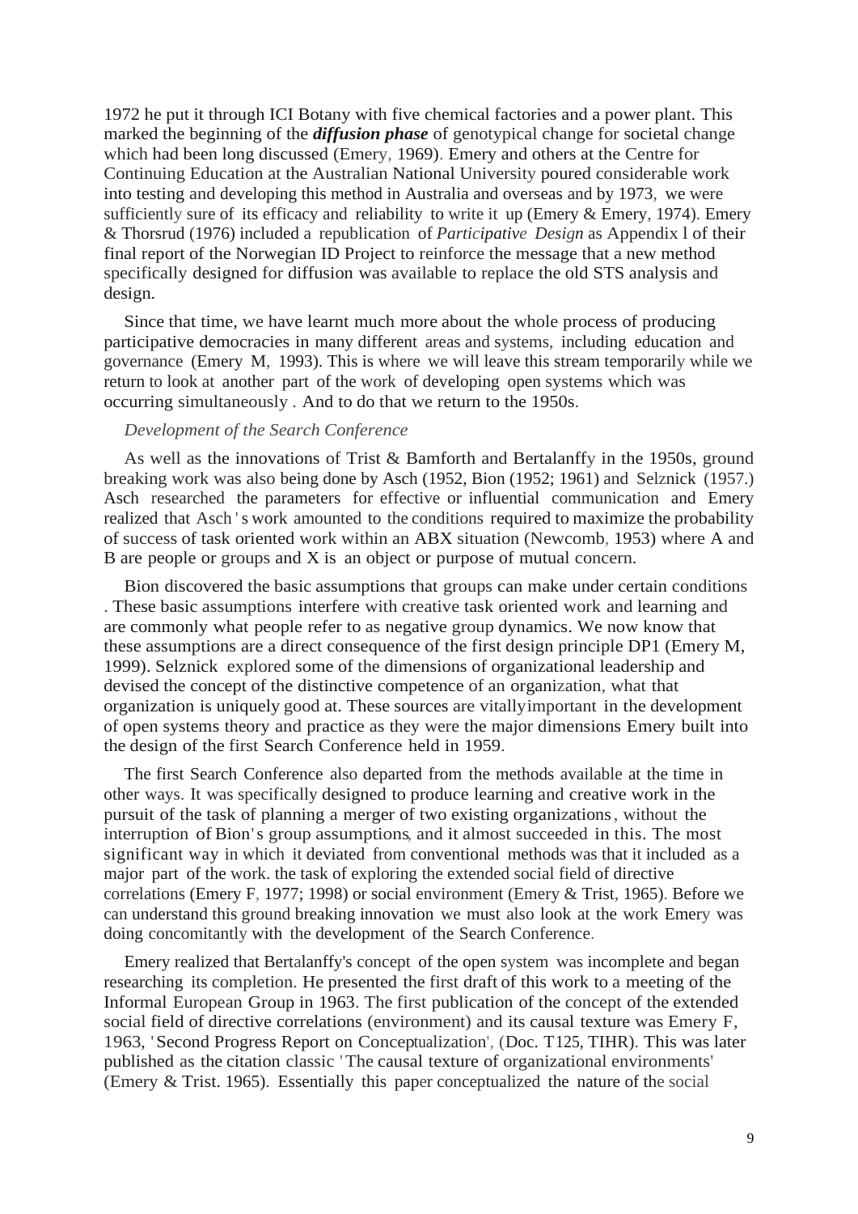1972 he put it through ICI Botany with five chemical factories and a power plant. This marked the beginning of the ***diffusion phase*** of genotypical change for societal change which had been long discussed (Emery, 1969). Emery and others at the Centre for Continuing Education at the Australian National University poured considerable work into testing and developing this method in Australia and overseas and by 1973, we were sufficiently sure of its efficacy and reliability to write it up (Emery & Emery, 1974). Emery & Thorsrud (1976) included a republication of *Participative Design* as Appendix l of their final report of the Norwegian ID Project to reinforce the message that a new method specifically designed for diffusion was available to replace the old STS analysis and design.

Since that time, we have learnt much more about the whole process of producing participative democracies in many different areas and systems, including education and governance (Emery M, 1993). This is where we will leave this stream temporarily while we return to look at another part of the work of developing open systems which was occurring simultaneously . And to do that we return to the 1950s.

*Development of the Search Conference*

As well as the innovations of Trist & Bamforth and Bertalanffy in the 1950s, ground breaking work was also being done by Asch (1952, Bion (1952; 1961) and Selznick (1957.) Asch researched the parameters for effective or influential communication and Emery realized that Asch's work amounted to the conditions required to maximize the probability of success of task oriented work within an ABX situation (Newcomb, 1953) where A and B are people or groups and X is an object or purpose of mutual concern.

Bion discovered the basic assumptions that groups can make under certain conditions . These basic assumptions interfere with creative task oriented work and learning and are commonly what people refer to as negative group dynamics. We now know that these assumptions are a direct consequence of the first design principle DP1 (Emery M, 1999). Selznick explored some of the dimensions of organizational leadership and devised the concept of the distinctive competence of an organization, what that organization is uniquely good at. These sources are vitallyimportant in the development of open systems theory and practice as they were the major dimensions Emery built into the design of the first Search Conference held in 1959.

The first Search Conference also departed from the methods available at the time in other ways. It was specifically designed to produce learning and creative work in the pursuit of the task of planning a merger of two existing organizations, without the interruption of Bion's group assumptions, and it almost succeeded in this. The most significant way in which it deviated from conventional methods was that it included as a major part of the work. the task of exploring the extended social field of directive correlations (Emery F, 1977; 1998) or social environment (Emery & Trist, 1965). Before we can understand this ground breaking innovation we must also look at the work Emery was doing concomitantly with the development of the Search Conference.

Emery realized that Bertalanffy's concept of the open system was incomplete and began researching its completion. He presented the first draft of this work to a meeting of the Informal European Group in 1963. The first publication of the concept of the extended social field of directive correlations (environment) and its causal texture was Emery F, 1963, 'Second Progress Report on Conceptualization', (Doc. T125, TIHR). This was later published as the citation classic 'The causal texture of organizational environments' (Emery & Trist. 1965). Essentially this paper conceptualized the nature of the social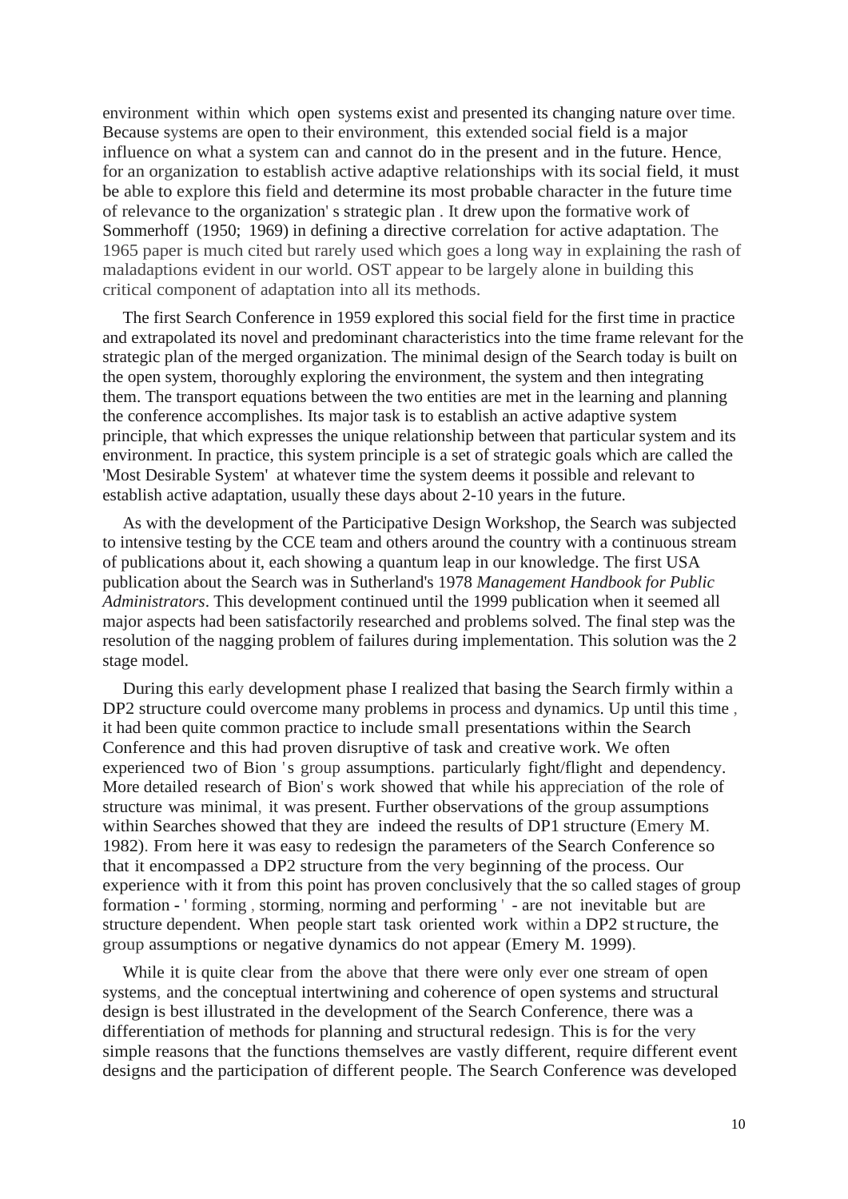environment within which open systems exist and presented its changing nature over time. Because systems are open to their environment, this extended social field is a major influence on what a system can and cannot do in the present and in the future. Hence, for an organization to establish active adaptive relationships with its social field, it must be able to explore this field and determine its most probable character in the future time of relevance to the organization' s strategic plan . It drew upon the formative work of Sommerhoff (1950; 1969) in defining a directive correlation for active adaptation. The 1965 paper is much cited but rarely used which goes a long way in explaining the rash of maladaptions evident in our world. OST appear to be largely alone in building this critical component of adaptation into all its methods.

The first Search Conference in 1959 explored this social field for the first time in practice and extrapolated its novel and predominant characteristics into the time frame relevant for the strategic plan of the merged organization. The minimal design of the Search today is built on the open system, thoroughly exploring the environment, the system and then integrating them. The transport equations between the two entities are met in the learning and planning the conference accomplishes. Its major task is to establish an active adaptive system principle, that which expresses the unique relationship between that particular system and its environment. In practice, this system principle is a set of strategic goals which are called the 'Most Desirable System' at whatever time the system deems it possible and relevant to establish active adaptation, usually these days about 2-10 years in the future.

As with the development of the Participative Design Workshop, the Search was subjected to intensive testing by the CCE team and others around the country with a continuous stream of publications about it, each showing a quantum leap in our knowledge. The first USA publication about the Search was in Sutherland's 1978 *Management Handbook for Public Administrators*. This development continued until the 1999 publication when it seemed all major aspects had been satisfactorily researched and problems solved. The final step was the resolution of the nagging problem of failures during implementation. This solution was the 2 stage model.

During this early development phase I realized that basing the Search firmly within a DP2 structure could overcome many problems in process and dynamics. Up until this time , it had been quite common practice to include small presentations within the Search Conference and this had proven disruptive of task and creative work. We often experienced two of Bion 's group assumptions. particularly fight/flight and dependency. More detailed research of Bion' s work showed that while his appreciation of the role of structure was minimal, it was present. Further observations of the group assumptions within Searches showed that they are indeed the results of DP1 structure (Emery M. 1982). From here it was easy to redesign the parameters of the Search Conference so that it encompassed a DP2 structure from the very beginning of the process. Our experience with it from this point has proven conclusively that the so called stages of group formation - ' forming , storming, norming and performing ' - are not inevitable but are structure dependent. When people start task oriented work within a DP2 structure, the group assumptions or negative dynamics do not appear (Emery M. 1999).

While it is quite clear from the above that there were only ever one stream of open systems, and the conceptual intertwining and coherence of open systems and structural design is best illustrated in the development of the Search Conference, there was a differentiation of methods for planning and structural redesign. This is for the very simple reasons that the functions themselves are vastly different, require different event designs and the participation of different people. The Search Conference was developed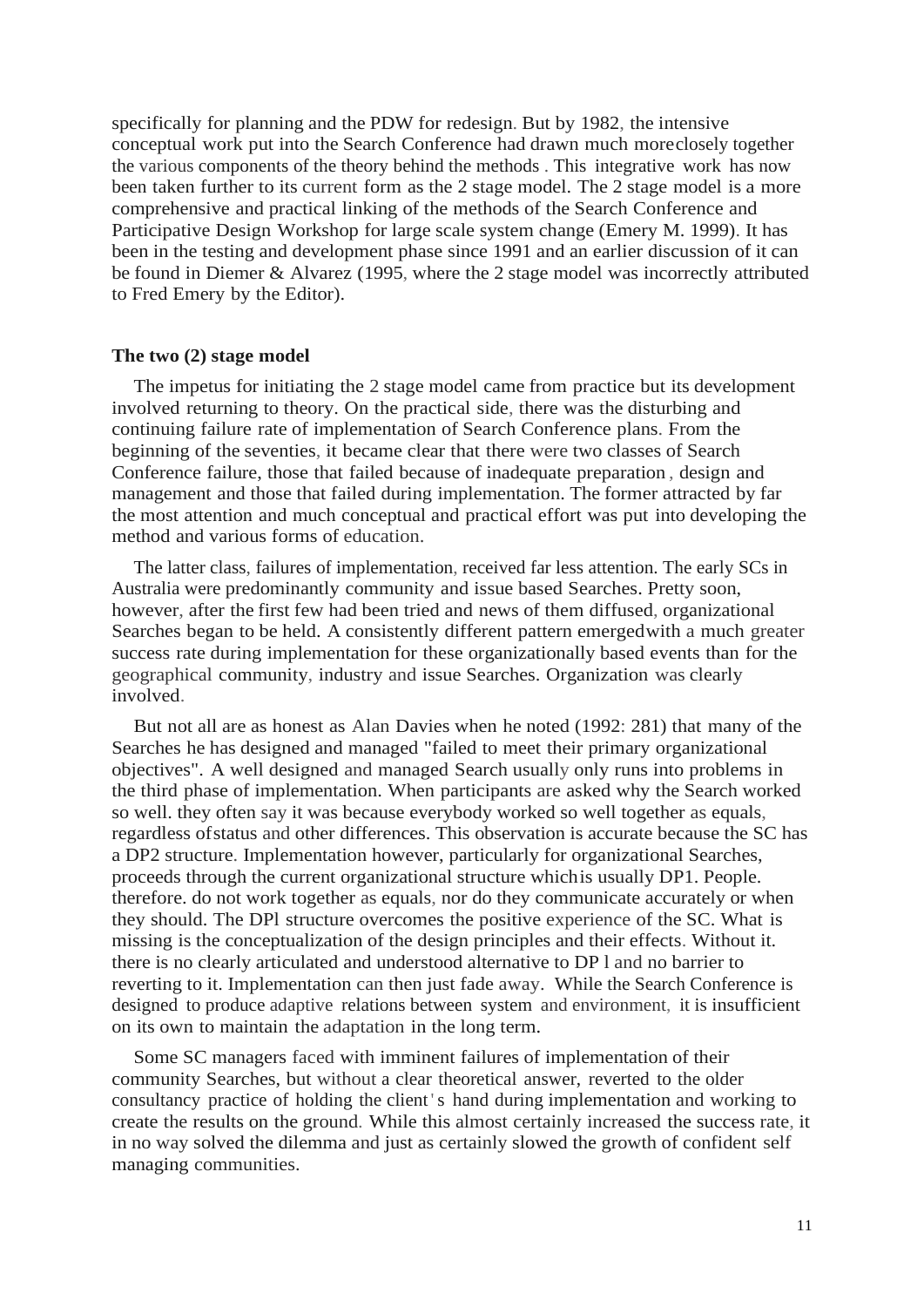specifically for planning and the PDW for redesign. But by 1982, the intensive conceptual work put into the Search Conference had drawn much moreclosely together the various components of the theory behind the methods . This integrative work has now been taken further to its current form as the 2 stage model. The 2 stage model is a more comprehensive and practical linking of the methods of the Search Conference and Participative Design Workshop for large scale system change (Emery M. 1999). It has been in the testing and development phase since 1991 and an earlier discussion of it can be found in Diemer & Alvarez (1995, where the 2 stage model was incorrectly attributed to Fred Emery by the Editor).

**The two (2) stage model**

The impetus for initiating the 2 stage model came from practice but its development involved returning to theory. On the practical side, there was the disturbing and continuing failure rate of implementation of Search Conference plans. From the beginning of the seventies, it became clear that there were two classes of Search Conference failure, those that failed because of inadequate preparation , design and management and those that failed during implementation. The former attracted by far the most attention and much conceptual and practical effort was put into developing the method and various forms of education.

The latter class, failures of implementation, received far less attention. The early SCs in Australia were predominantly community and issue based Searches. Pretty soon, however, after the first few had been tried and news of them diffused, organizational Searches began to be held. A consistently different pattern emergedwith a much greater success rate during implementation for these organizationally based events than for the geographical community, industry and issue Searches. Organization was clearly involved.

But not all are as honest as Alan Davies when he noted (1992: 281) that many of the Searches he has designed and managed "failed to meet their primary organizational objectives". A well designed and managed Search usually only runs into problems in the third phase of implementation. When participants are asked why the Search worked so well. they often say it was because everybody worked so well together as equals, regardless ofstatus and other differences. This observation is accurate because the SC has a DP2 structure. Implementation however, particularly for organizational Searches, proceeds through the current organizational structure whichis usually DP1. People. therefore. do not work together as equals, nor do they communicate accurately or when they should. The DPl structure overcomes the positive experience of the SC. What is missing is the conceptualization of the design principles and their effects. Without it. there is no clearly articulated and understood alternative to DP l and no barrier to reverting to it. Implementation can then just fade away. While the Search Conference is designed to produce adaptive relations between system and environment, it is insufficient on its own to maintain the adaptation in the long term.

Some SC managers faced with imminent failures of implementation of their community Searches, but without a clear theoretical answer, reverted to the older consultancy practice of holding the client's hand during implementation and working to create the results on the ground. While this almost certainly increased the success rate, it in no way solved the dilemma and just as certainly slowed the growth of confident self managing communities.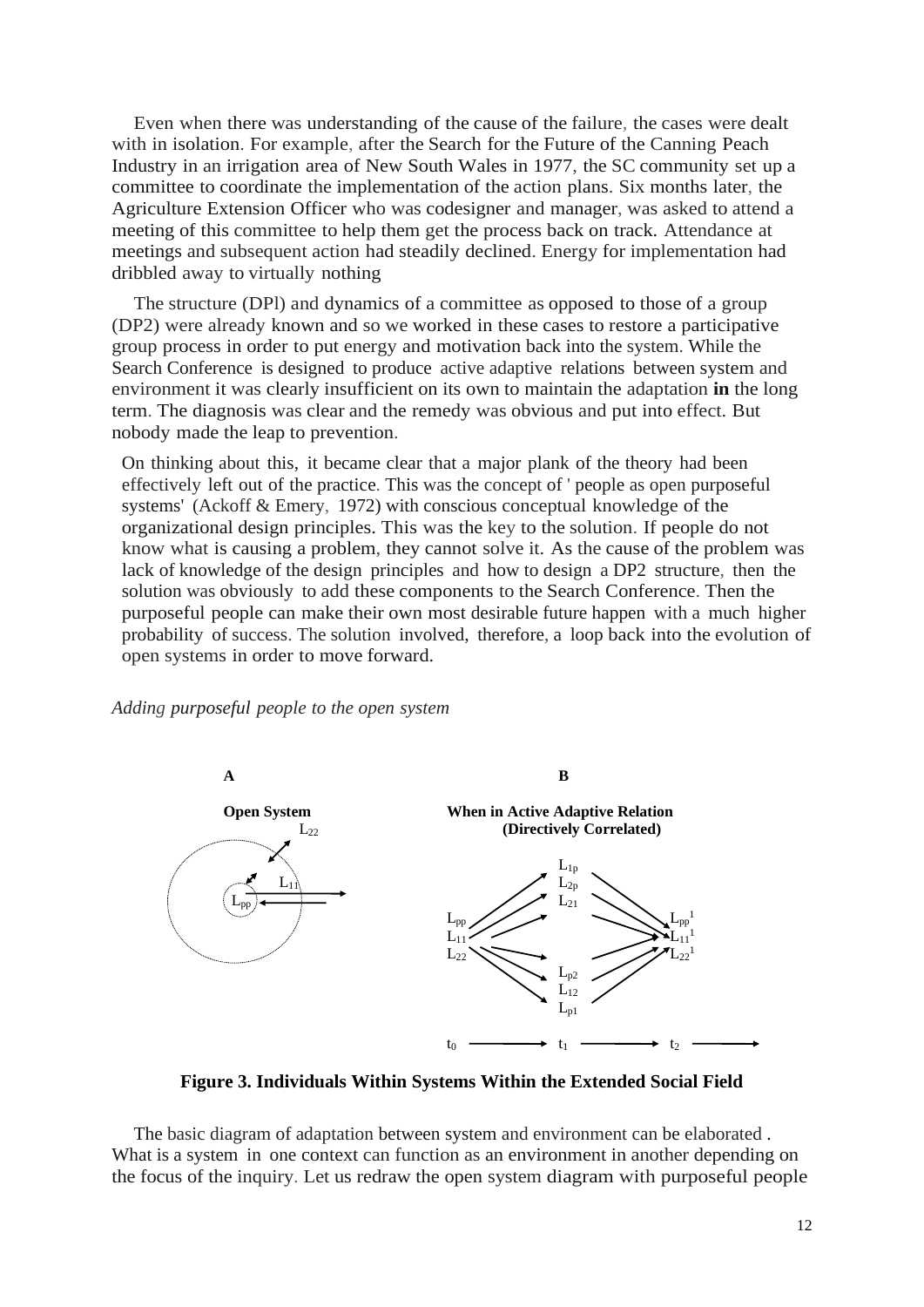Even when there was understanding of the cause of the failure, the cases were dealt with in isolation. For example, after the Search for the Future of the Canning Peach Industry in an irrigation area of New South Wales in 1977, the SC community set up a committee to coordinate the implementation of the action plans. Six months later, the Agriculture Extension Officer who was codesigner and manager, was asked to attend a meeting of this committee to help them get the process back on track. Attendance at meetings and subsequent action had steadily declined. Energy for implementation had dribbled away to virtually nothing

The structure (DPl) and dynamics of a committee as opposed to those of a group (DP2) were already known and so we worked in these cases to restore a participative group process in order to put energy and motivation back into the system. While the Search Conference is designed to produce active adaptive relations between system and environment it was clearly insufficient on its own to maintain the adaptation **in** the long term. The diagnosis was clear and the remedy was obvious and put into effect. But nobody made the leap to prevention.

On thinking about this, it became clear that a major plank of the theory had been effectively left out of the practice. This was the concept of ' people as open purposeful systems' (Ackoff & Emery, 1972) with conscious conceptual knowledge of the organizational design principles. This was the key to the solution. If people do not know what is causing a problem, they cannot solve it. As the cause of the problem was lack of knowledge of the design principles and how to design a DP2 structure, then the solution was obviously to add these components to the Search Conference. Then the purposeful people can make their own most desirable future happen with a much higher probability of success. The solution involved, therefore, a loop back into the evolution of open systems in order to move forward.

*Adding purposeful people to the open system*

**A** — **Open System**: $L_{22}$, $L_{11}$, $L_{pp}$

**B** — **When in Active Adaptive Relation (Directively Correlated)**: $L_{pp}$, $L_{11}$, $L_{22}$ → $L_{1p}$, $L_{2p}$, $L_{21}$, $L_{p2}$, $L_{12}$, $L_{p1}$ → $L_{pp}^1$, $L_{11}^1$, $L_{22}^1$; $t_0$ → $t_1$ → $t_2$

**Figure 3. Individuals Within Systems Within the Extended Social Field**

The basic diagram of adaptation between system and environment can be elaborated . What is a system in one context can function as an environment in another depending on the focus of the inquiry. Let us redraw the open system diagram with purposeful people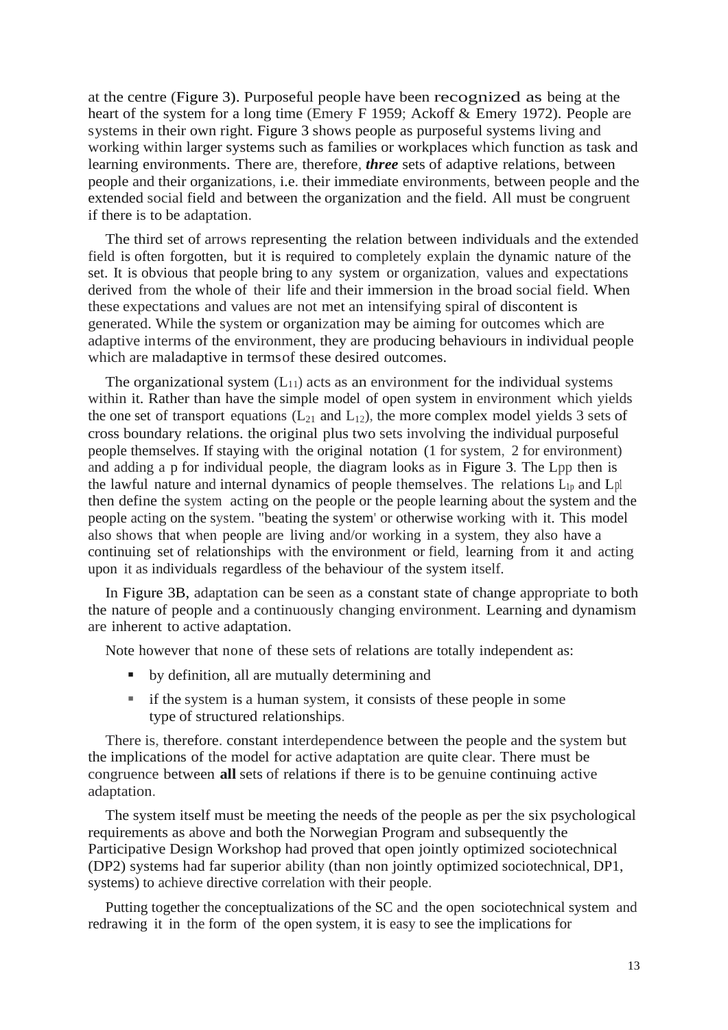at the centre (Figure 3). Purposeful people have been recognized as being at the heart of the system for a long time (Emery F 1959; Ackoff & Emery 1972). People are systems in their own right. Figure 3 shows people as purposeful systems living and working within larger systems such as families or workplaces which function as task and learning environments. There are, therefore, ***three*** sets of adaptive relations, between people and their organizations, i.e. their immediate environments, between people and the extended social field and between the organization and the field. All must be congruent if there is to be adaptation.

The third set of arrows representing the relation between individuals and the extended field is often forgotten, but it is required to completely explain the dynamic nature of the set. It is obvious that people bring to any system or organization, values and expectations derived from the whole of their life and their immersion in the broad social field. When these expectations and values are not met an intensifying spiral of discontent is generated. While the system or organization may be aiming for outcomes which are adaptive interms of the environment, they are producing behaviours in individual people which are maladaptive in termsof these desired outcomes.

The organizational system ($L_{11}$) acts as an environment for the individual systems within it. Rather than have the simple model of open system in environment which yields the one set of transport equations ($L_{21}$ and $L_{12}$), the more complex model yields 3 sets of cross boundary relations. the original plus two sets involving the individual purposeful people themselves. If staying with the original notation (1 for system, 2 for environment) and adding a p for individual people, the diagram looks as in Figure 3. The $L_{pp}$ then is the lawful nature and internal dynamics of people themselves. The relations $L_{1p}$ and $L_{pl}$ then define the system acting on the people or the people learning about the system and the people acting on the system. "beating the system' or otherwise working with it. This model also shows that when people are living and/or working in a system, they also have a continuing set of relationships with the environment or field, learning from it and acting upon it as individuals regardless of the behaviour of the system itself.

In Figure 3B, adaptation can be seen as a constant state of change appropriate to both the nature of people and a continuously changing environment. Learning and dynamism are inherent to active adaptation.

Note however that none of these sets of relations are totally independent as:

- by definition, all are mutually determining and
- if the system is a human system, it consists of these people in some type of structured relationships.

There is, therefore. constant interdependence between the people and the system but the implications of the model for active adaptation are quite clear. There must be congruence between **all** sets of relations if there is to be genuine continuing active adaptation.

The system itself must be meeting the needs of the people as per the six psychological requirements as above and both the Norwegian Program and subsequently the Participative Design Workshop had proved that open jointly optimized sociotechnical (DP2) systems had far superior ability (than non jointly optimized sociotechnical, DP1, systems) to achieve directive correlation with their people.

Putting together the conceptualizations of the SC and the open sociotechnical system and redrawing it in the form of the open system, it is easy to see the implications for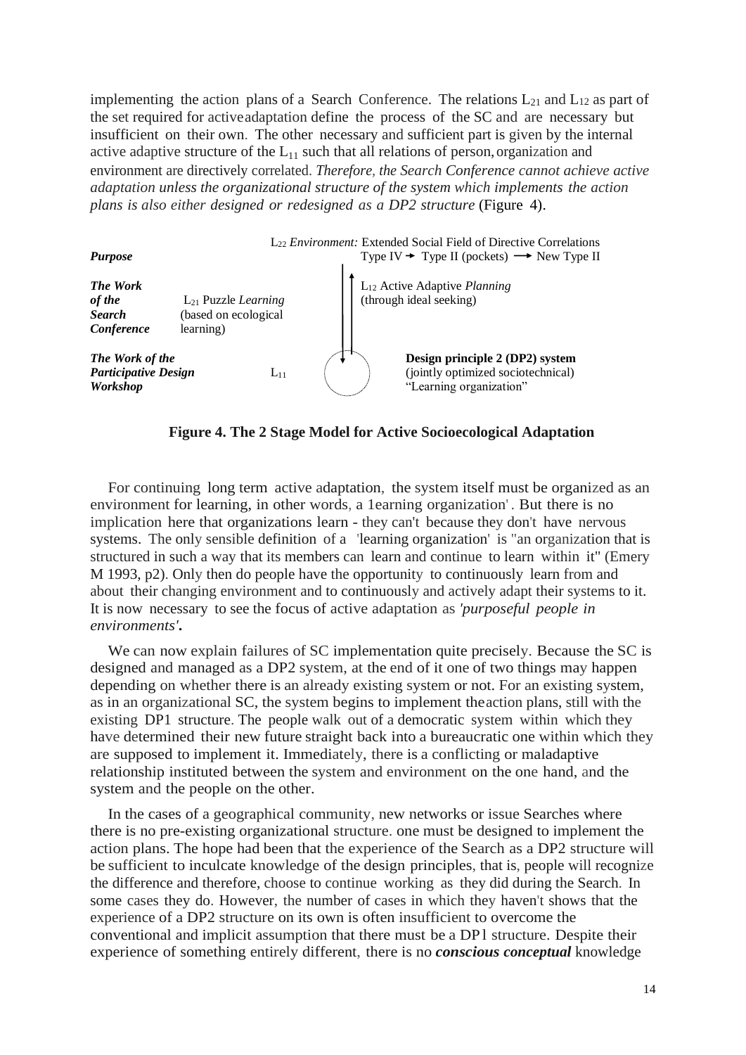implementing the action plans of a Search Conference. The relations $L_{21}$ and $L_{12}$ as part of the set required for active adaptation define the process of the SC and are necessary but insufficient on their own. The other necessary and sufficient part is given by the internal active adaptive structure of the $L_{11}$ such that all relations of person, organization and environment are directively correlated. *Therefore, the Search Conference cannot achieve active adaptation unless the organizational structure of the system which implements the action plans is also either designed or redesigned as a DP2 structure* (Figure 4).

| | | | |
|---|---|---|---|
| ***Purpose*** | | | $L_{22}$ *Environment:* Extended Social Field of Directive Correlations<br>Type IV → Type II (pockets) → New Type II |
| ***The Work of the Search Conference*** | $L_{21}$ Puzzle *Learning* (based on ecological learning) | | $L_{12}$ Active Adaptive *Planning* (through ideal seeking) |
| ***The Work of the Participative Design Workshop*** | | $L_{11}$ | **Design principle 2 (DP2) system** (jointly optimized sociotechnical) "Learning organization" |

**Figure 4. The 2 Stage Model for Active Socioecological Adaptation**

For continuing long term active adaptation, the system itself must be organized as an environment for learning, in other words, a 1earning organization' . But there is no implication here that organizations learn - they can't because they don't have nervous systems. The only sensible definition of a 'learning organization' is "an organization that is structured in such a way that its members can learn and continue to learn within it" (Emery M 1993, p2). Only then do people have the opportunity to continuously learn from and about their changing environment and to continuously and actively adapt their systems to it. It is now necessary to see the focus of active adaptation as *'purposeful people in environments'*.

We can now explain failures of SC implementation quite precisely. Because the SC is designed and managed as a DP2 system, at the end of it one of two things may happen depending on whether there is an already existing system or not. For an existing system, as in an organizational SC, the system begins to implement the action plans, still with the existing DP1 structure. The people walk out of a democratic system within which they have determined their new future straight back into a bureaucratic one within which they are supposed to implement it. Immediately, there is a conflicting or maladaptive relationship instituted between the system and environment on the one hand, and the system and the people on the other.

In the cases of a geographical community, new networks or issue Searches where there is no pre-existing organizational structure. one must be designed to implement the action plans. The hope had been that the experience of the Search as a DP2 structure will be sufficient to inculcate knowledge of the design principles, that is, people will recognize the difference and therefore, choose to continue working as they did during the Search. In some cases they do. However, the number of cases in which they haven't shows that the experience of a DP2 structure on its own is often insufficient to overcome the conventional and implicit assumption that there must be a DP1 structure. Despite their experience of something entirely different, there is no ***conscious conceptual*** knowledge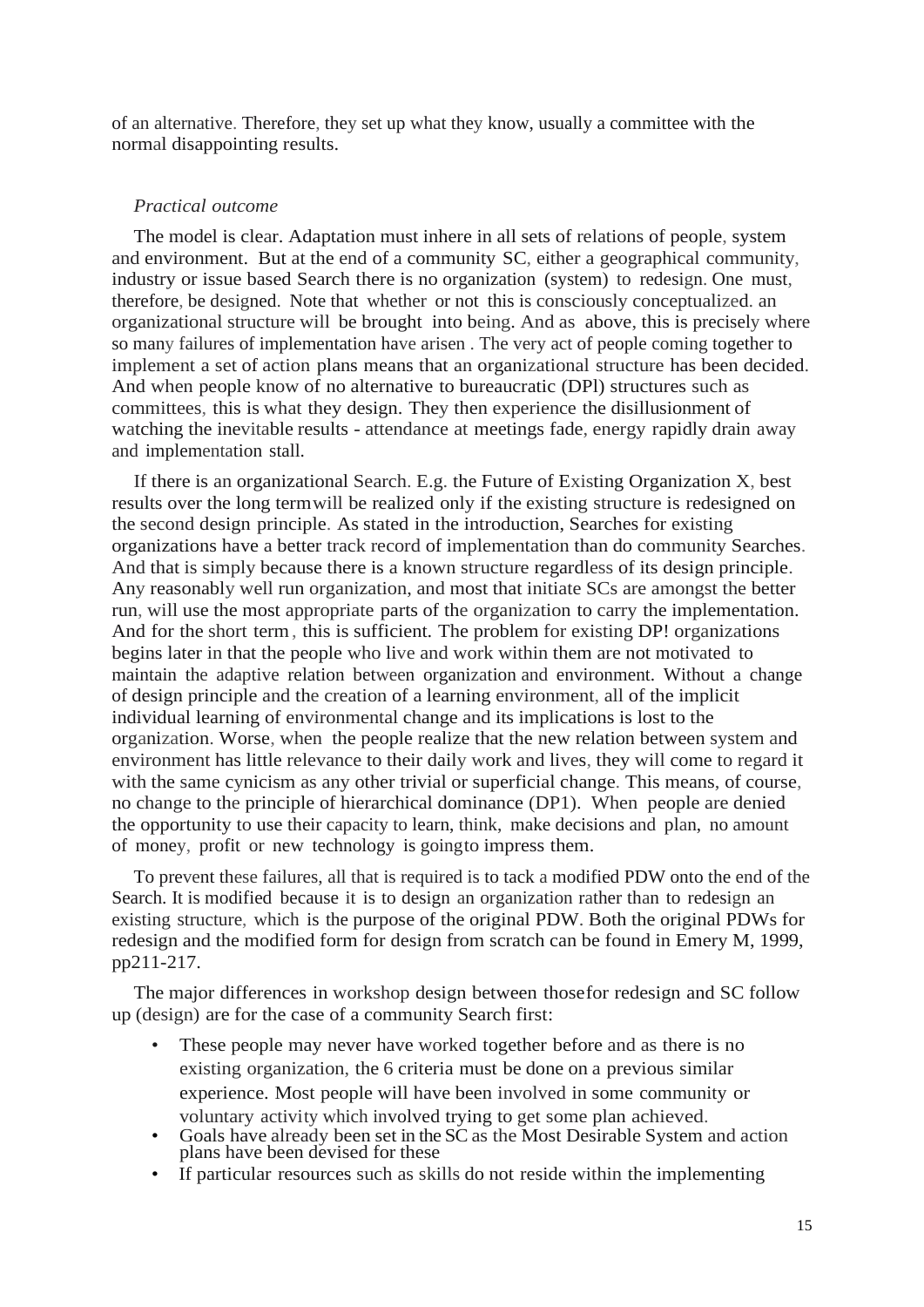of an alternative. Therefore, they set up what they know, usually a committee with the normal disappointing results.

*Practical outcome*

The model is clear. Adaptation must inhere in all sets of relations of people, system and environment. But at the end of a community SC, either a geographical community, industry or issue based Search there is no organization (system) to redesign. One must, therefore, be designed. Note that whether or not this is consciously conceptualized. an organizational structure will be brought into being. And as above, this is precisely where so many failures of implementation have arisen . The very act of people coming together to implement a set of action plans means that an organizational structure has been decided. And when people know of no alternative to bureaucratic (DPl) structures such as committees, this is what they design. They then experience the disillusionment of watching the inevitable results - attendance at meetings fade, energy rapidly drain away and implementation stall.

If there is an organizational Search. E.g. the Future of Existing Organization X, best results over the long term will be realized only if the existing structure is redesigned on the second design principle. As stated in the introduction, Searches for existing organizations have a better track record of implementation than do community Searches. And that is simply because there is a known structure regardless of its design principle. Any reasonably well run organization, and most that initiate SCs are amongst the better run, will use the most appropriate parts of the organization to carry the implementation. And for the short term , this is sufficient. The problem for existing DP! organizations begins later in that the people who live and work within them are not motivated to maintain the adaptive relation between organization and environment. Without a change of design principle and the creation of a learning environment, all of the implicit individual learning of environmental change and its implications is lost to the organization. Worse, when the people realize that the new relation between system and environment has little relevance to their daily work and lives, they will come to regard it with the same cynicism as any other trivial or superficial change. This means, of course, no change to the principle of hierarchical dominance (DP1). When people are denied the opportunity to use their capacity to learn, think, make decisions and plan, no amount of money, profit or new technology is going to impress them.

To prevent these failures, all that is required is to tack a modified PDW onto the end of the Search. It is modified because it is to design an organization rather than to redesign an existing structure, which is the purpose of the original PDW. Both the original PDWs for redesign and the modified form for design from scratch can be found in Emery M, 1999, pp211-217.

The major differences in workshop design between those for redesign and SC follow up (design) are for the case of a community Search first:

- These people may never have worked together before and as there is no existing organization, the 6 criteria must be done on a previous similar experience. Most people will have been involved in some community or voluntary activity which involved trying to get some plan achieved.
- Goals have already been set in the SC as the Most Desirable System and action plans have been devised for these
- If particular resources such as skills do not reside within the implementing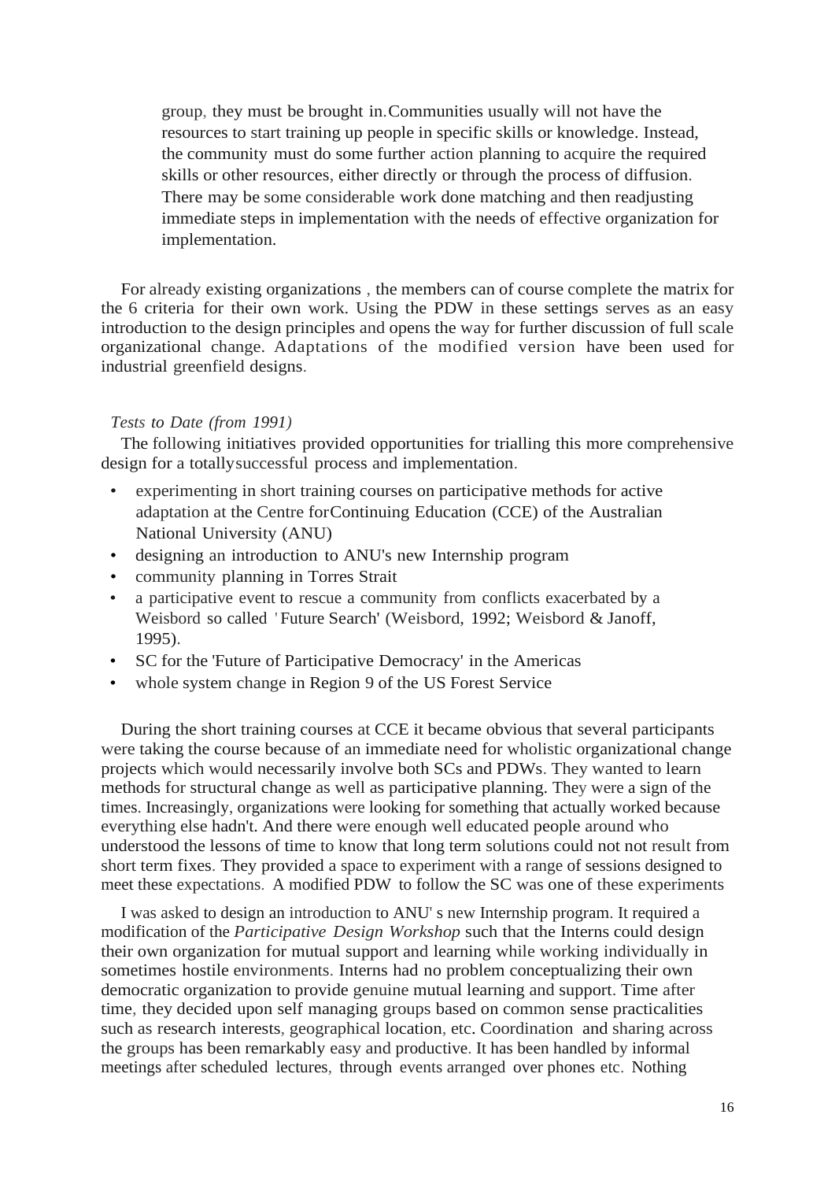group, they must be brought in. Communities usually will not have the resources to start training up people in specific skills or knowledge. Instead, the community must do some further action planning to acquire the required skills or other resources, either directly or through the process of diffusion. There may be some considerable work done matching and then readjusting immediate steps in implementation with the needs of effective organization for implementation.

For already existing organizations , the members can of course complete the matrix for the 6 criteria for their own work. Using the PDW in these settings serves as an easy introduction to the design principles and opens the way for further discussion of full scale organizational change. Adaptations of the modified version have been used for industrial greenfield designs.

*Tests to Date (from 1991)*

The following initiatives provided opportunities for trialling this more comprehensive design for a totally successful process and implementation.

- experimenting in short training courses on participative methods for active adaptation at the Centre for Continuing Education (CCE) of the Australian National University (ANU)
- designing an introduction to ANU's new Internship program
- community planning in Torres Strait
- a participative event to rescue a community from conflicts exacerbated by a Weisbord so called 'Future Search' (Weisbord, 1992; Weisbord & Janoff, 1995).
- SC for the 'Future of Participative Democracy' in the Americas
- whole system change in Region 9 of the US Forest Service

During the short training courses at CCE it became obvious that several participants were taking the course because of an immediate need for wholistic organizational change projects which would necessarily involve both SCs and PDWs. They wanted to learn methods for structural change as well as participative planning. They were a sign of the times. Increasingly, organizations were looking for something that actually worked because everything else hadn't. And there were enough well educated people around who understood the lessons of time to know that long term solutions could not not result from short term fixes. They provided a space to experiment with a range of sessions designed to meet these expectations. A modified PDW to follow the SC was one of these experiments

I was asked to design an introduction to ANU' s new Internship program. It required a modification of the *Participative Design Workshop* such that the Interns could design their own organization for mutual support and learning while working individually in sometimes hostile environments. Interns had no problem conceptualizing their own democratic organization to provide genuine mutual learning and support. Time after time, they decided upon self managing groups based on common sense practicalities such as research interests, geographical location, etc. Coordination and sharing across the groups has been remarkably easy and productive. It has been handled by informal meetings after scheduled lectures, through events arranged over phones etc. Nothing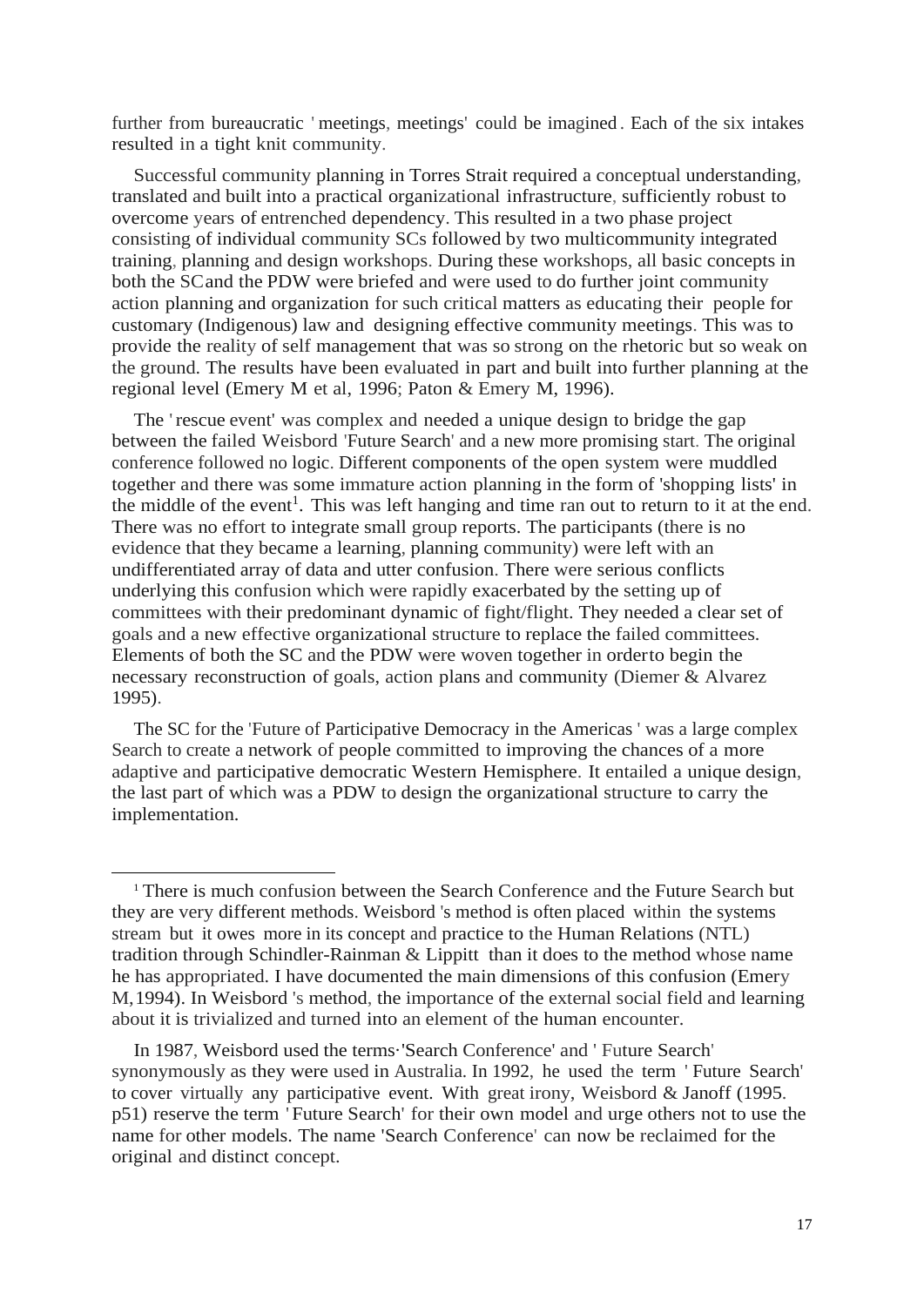further from bureaucratic 'meetings, meetings' could be imagined. Each of the six intakes resulted in a tight knit community.

Successful community planning in Torres Strait required a conceptual understanding, translated and built into a practical organizational infrastructure, sufficiently robust to overcome years of entrenched dependency. This resulted in a two phase project consisting of individual community SCs followed by two multicommunity integrated training, planning and design workshops. During these workshops, all basic concepts in both the SC and the PDW were briefed and were used to do further joint community action planning and organization for such critical matters as educating their people for customary (Indigenous) law and designing effective community meetings. This was to provide the reality of self management that was so strong on the rhetoric but so weak on the ground. The results have been evaluated in part and built into further planning at the regional level (Emery M et al, 1996; Paton & Emery M, 1996).

The 'rescue event' was complex and needed a unique design to bridge the gap between the failed Weisbord 'Future Search' and a new more promising start. The original conference followed no logic. Different components of the open system were muddled together and there was some immature action planning in the form of 'shopping lists' in the middle of the event[1]. This was left hanging and time ran out to return to it at the end. There was no effort to integrate small group reports. The participants (there is no evidence that they became a learning, planning community) were left with an undifferentiated array of data and utter confusion. There were serious conflicts underlying this confusion which were rapidly exacerbated by the setting up of committees with their predominant dynamic of fight/flight. They needed a clear set of goals and a new effective organizational structure to replace the failed committees. Elements of both the SC and the PDW were woven together in order to begin the necessary reconstruction of goals, action plans and community (Diemer & Alvarez 1995).

The SC for the 'Future of Participative Democracy in the Americas' was a large complex Search to create a network of people committed to improving the chances of a more adaptive and participative democratic Western Hemisphere. It entailed a unique design, the last part of which was a PDW to design the organizational structure to carry the implementation.

---

[1] There is much confusion between the Search Conference and the Future Search but they are very different methods. Weisbord's method is often placed within the systems stream but it owes more in its concept and practice to the Human Relations (NTL) tradition through Schindler-Rainman & Lippitt than it does to the method whose name he has appropriated. I have documented the main dimensions of this confusion (Emery M, 1994). In Weisbord's method, the importance of the external social field and learning about it is trivialized and turned into an element of the human encounter.

In 1987, Weisbord used the terms 'Search Conference' and 'Future Search' synonymously as they were used in Australia. In 1992, he used the term 'Future Search' to cover virtually any participative event. With great irony, Weisbord & Janoff (1995. p51) reserve the term 'Future Search' for their own model and urge others not to use the name for other models. The name 'Search Conference' can now be reclaimed for the original and distinct concept.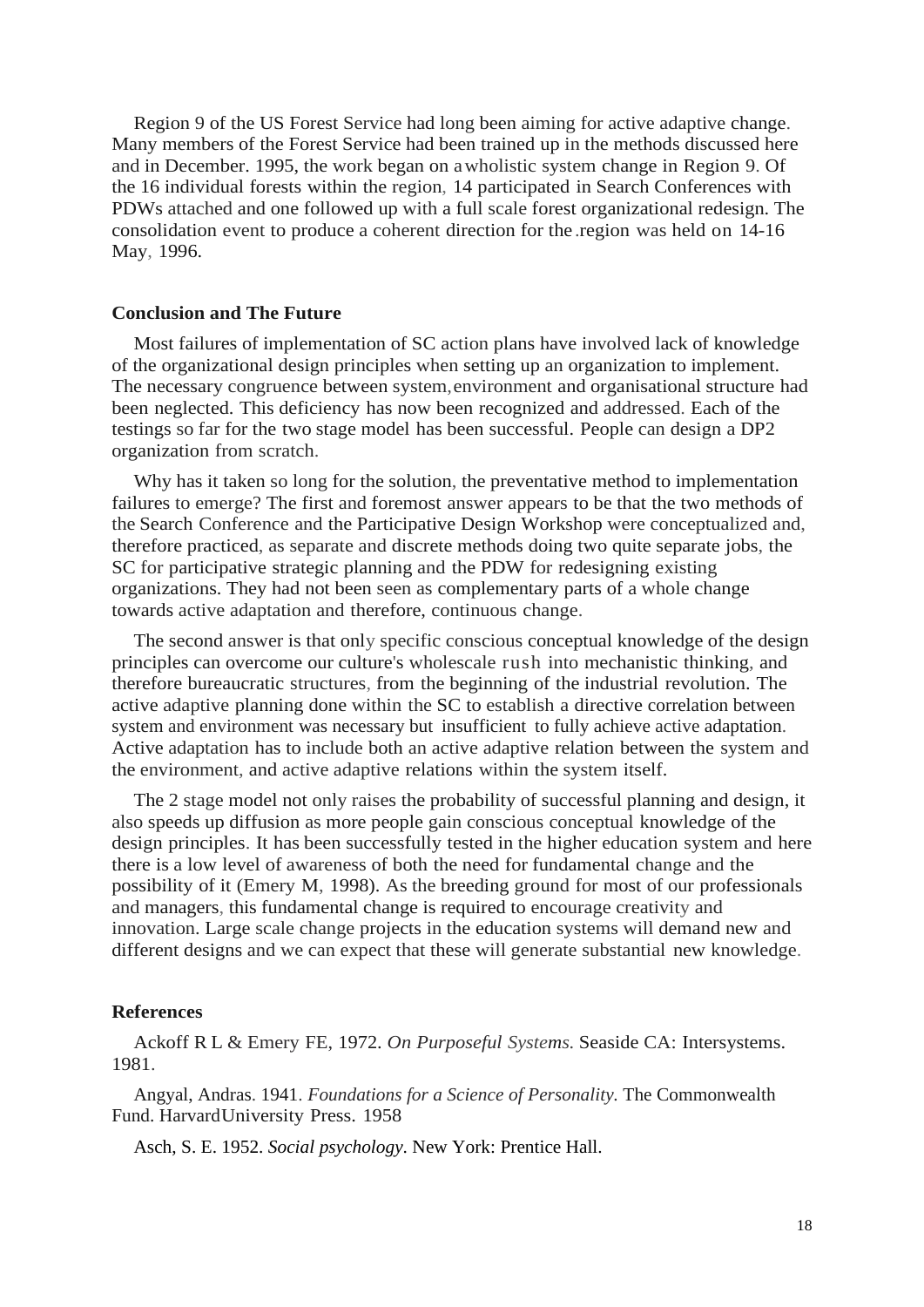Region 9 of the US Forest Service had long been aiming for active adaptive change. Many members of the Forest Service had been trained up in the methods discussed here and in December. 1995, the work began on a wholistic system change in Region 9. Of the 16 individual forests within the region, 14 participated in Search Conferences with PDWs attached and one followed up with a full scale forest organizational redesign. The consolidation event to produce a coherent direction for the region was held on 14-16 May, 1996.

### Conclusion and The Future

Most failures of implementation of SC action plans have involved lack of knowledge of the organizational design principles when setting up an organization to implement. The necessary congruence between system, environment and organisational structure had been neglected. This deficiency has now been recognized and addressed. Each of the testings so far for the two stage model has been successful. People can design a DP2 organization from scratch.

Why has it taken so long for the solution, the preventative method to implementation failures to emerge? The first and foremost answer appears to be that the two methods of the Search Conference and the Participative Design Workshop were conceptualized and, therefore practiced, as separate and discrete methods doing two quite separate jobs, the SC for participative strategic planning and the PDW for redesigning existing organizations. They had not been seen as complementary parts of a whole change towards active adaptation and therefore, continuous change.

The second answer is that only specific conscious conceptual knowledge of the design principles can overcome our culture's wholescale rush into mechanistic thinking, and therefore bureaucratic structures, from the beginning of the industrial revolution. The active adaptive planning done within the SC to establish a directive correlation between system and environment was necessary but insufficient to fully achieve active adaptation. Active adaptation has to include both an active adaptive relation between the system and the environment, and active adaptive relations within the system itself.

The 2 stage model not only raises the probability of successful planning and design, it also speeds up diffusion as more people gain conscious conceptual knowledge of the design principles. It has been successfully tested in the higher education system and here there is a low level of awareness of both the need for fundamental change and the possibility of it (Emery M, 1998). As the breeding ground for most of our professionals and managers, this fundamental change is required to encourage creativity and innovation. Large scale change projects in the education systems will demand new and different designs and we can expect that these will generate substantial new knowledge.

### References

Ackoff R L & Emery FE, 1972. *On Purposeful Systems.* Seaside CA: Intersystems. 1981.

Angyal, Andras. 1941. *Foundations for a Science of Personality.* The Commonwealth Fund. HarvardUniversity Press. 1958

Asch, S. E. 1952. *Social psychology*. New York: Prentice Hall.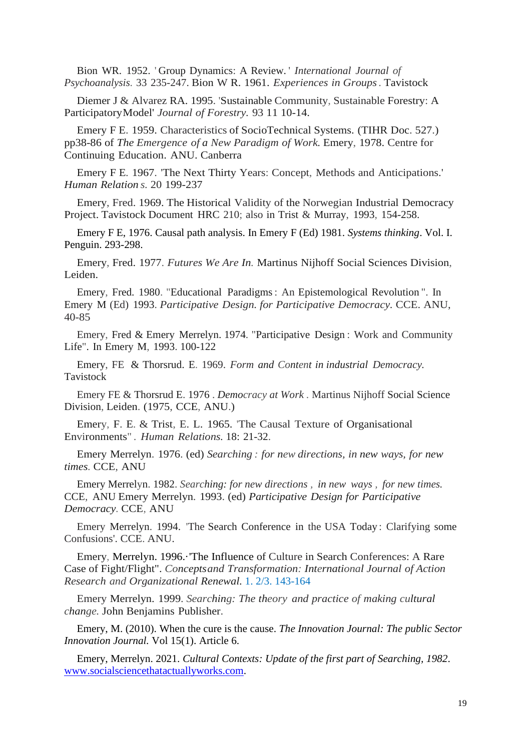Bion WR. 1952. 'Group Dynamics: A Review.' *International Journal of Psychoanalysis*. 33 235-247. Bion W R. 1961. *Experiences in Groups*. Tavistock

Diemer J & Alvarez RA. 1995. 'Sustainable Community, Sustainable Forestry: A ParticipatoryModel' *Journal of Forestry*. 93 11 10-14.

Emery F E. 1959. Characteristics of SocioTechnical Systems. (TIHR Doc. 527.) pp38-86 of *The Emergence of a New Paradigm of Work.* Emery, 1978. Centre for Continuing Education. ANU. Canberra

Emery F E. 1967. 'The Next Thirty Years: Concept, Methods and Anticipations.' *Human Relations*. 20 199-237

Emery, Fred. 1969. The Historical Validity of the Norwegian Industrial Democracy Project. Tavistock Document HRC 210; also in Trist & Murray, 1993, 154-258.

Emery F E, 1976. Causal path analysis. In Emery F (Ed) 1981. *Systems thinking*. Vol. I. Penguin. 293-298.

Emery, Fred. 1977. *Futures We Are In.* Martinus Nijhoff Social Sciences Division, Leiden.

Emery, Fred. 1980. "Educational Paradigms: An Epistemological Revolution". In Emery M (Ed) 1993. *Participative Design. for Participative Democracy*. CCE. ANU, 40-85

Emery, Fred & Emery Merrelyn. 1974. "Participative Design: Work and Community Life". In Emery M, 1993. 100-122

Emery, FE & Thorsrud. E. 1969. *Form and Content in industrial Democracy.* Tavistock

Emery FE & Thorsrud E. 1976 . *Democracy at Work* . Martinus Nijhoff Social Science Division, Leiden. (1975, CCE, ANU.)

Emery, F. E. & Trist, E. L. 1965. 'The Causal Texture of Organisational Environments" . *Human Relations.* 18: 21-32.

Emery Merrelyn. 1976. (ed) *Searching : for new directions, in new ways, for new times.* CCE, ANU

Emery Merrelyn. 1982. *Searching: for new directions , in new ways , for new times.* CCE, ANU Emery Merrelyn. 1993. (ed) *Participative Design for Participative Democracy*. CCE, ANU

Emery Merrelyn. 1994. 'The Search Conference in the USA Today: Clarifying some Confusions'. CCE. ANU.

Emery, Merrelyn. 1996.·'The Influence of Culture in Search Conferences: A Rare Case of Fight/Flight". *Concepts and Transformation: International Journal of Action Research and Organizational Renewal.* 1. 2/3. 143-164

Emery Merrelyn. 1999. *Searching: The theory and practice of making cultural change.* John Benjamins Publisher.

Emery, M. (2010). When the cure is the cause. *The Innovation Journal: The public Sector Innovation Journal.* Vol 15(1). Article 6.

Emery, Merrelyn. 2021. *Cultural Contexts: Update of the first part of Searching, 1982*. www.socialsciencethatactuallyworks.com.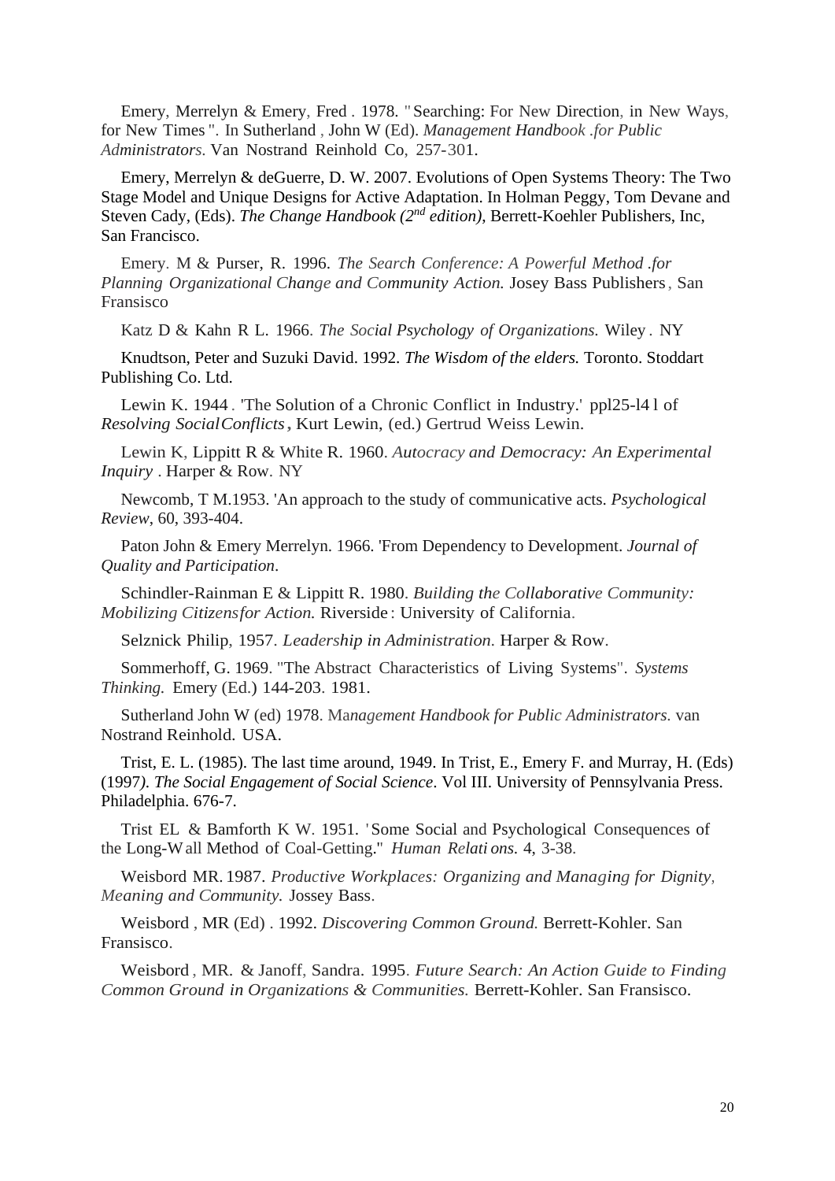Emery, Merrelyn & Emery, Fred . 1978. "Searching: For New Direction, in New Ways, for New Times". In Sutherland , John W (Ed). *Management Handbook .for Public Administrators.* Van Nostrand Reinhold Co, 257-301.

Emery, Merrelyn & deGuerre, D. W. 2007. Evolutions of Open Systems Theory: The Two Stage Model and Unique Designs for Active Adaptation. In Holman Peggy, Tom Devane and Steven Cady, (Eds). *The Change Handbook (2nd edition)*, Berrett-Koehler Publishers, Inc, San Francisco.

Emery. M & Purser, R. 1996. *The Search Conference: A Powerful Method .for Planning Organizational Change and Community Action.* Josey Bass Publishers, San Fransisco

Katz D & Kahn R L. 1966. *The Social Psychology of Organizations.* Wiley . NY

Knudtson, Peter and Suzuki David. 1992. *The Wisdom of the elders.* Toronto. Stoddart Publishing Co. Ltd.

Lewin K. 1944 . 'The Solution of a Chronic Conflict in Industry.' ppl25-l4 l of *Resolving SocialConflicts*, Kurt Lewin, (ed.) Gertrud Weiss Lewin.

Lewin K, Lippitt R & White R. 1960. *Autocracy and Democracy: An Experimental Inquiry* . Harper & Row. NY

Newcomb, T M.1953. 'An approach to the study of communicative acts. *Psychological Review*, 60, 393-404.

Paton John & Emery Merrelyn. 1966. 'From Dependency to Development. *Journal of Quality and Participation*.

Schindler-Rainman E & Lippitt R. 1980. *Building the Collaborative Community: Mobilizing Citizensfor Action.* Riverside : University of California.

Selznick Philip, 1957. *Leadership in Administration.* Harper & Row.

Sommerhoff, G. 1969. "The Abstract Characteristics of Living Systems". *Systems Thinking.* Emery (Ed.) 144-203. 1981.

Sutherland John W (ed) 1978. *Management Handbook for Public Administrators.* van Nostrand Reinhold. USA.

Trist, E. L. (1985). The last time around, 1949. In Trist, E., Emery F. and Murray, H. (Eds) (1997). *The Social Engagement of Social Science*. Vol III. University of Pennsylvania Press. Philadelphia. 676-7.

Trist EL & Bamforth K W. 1951. 'Some Social and Psychological Consequences of the Long-Wall Method of Coal-Getting." *Human Relati ons.* 4, 3-38.

Weisbord MR. 1987. *Productive Workplaces: Organizing and Managing for Dignity, Meaning and Community.* Jossey Bass.

Weisbord , MR (Ed) . 1992. *Discovering Common Ground.* Berrett-Kohler. San Fransisco.

Weisbord , MR. & Janoff, Sandra. 1995. *Future Search: An Action Guide to Finding Common Ground in Organizations & Communities.* Berrett-Kohler. San Fransisco.